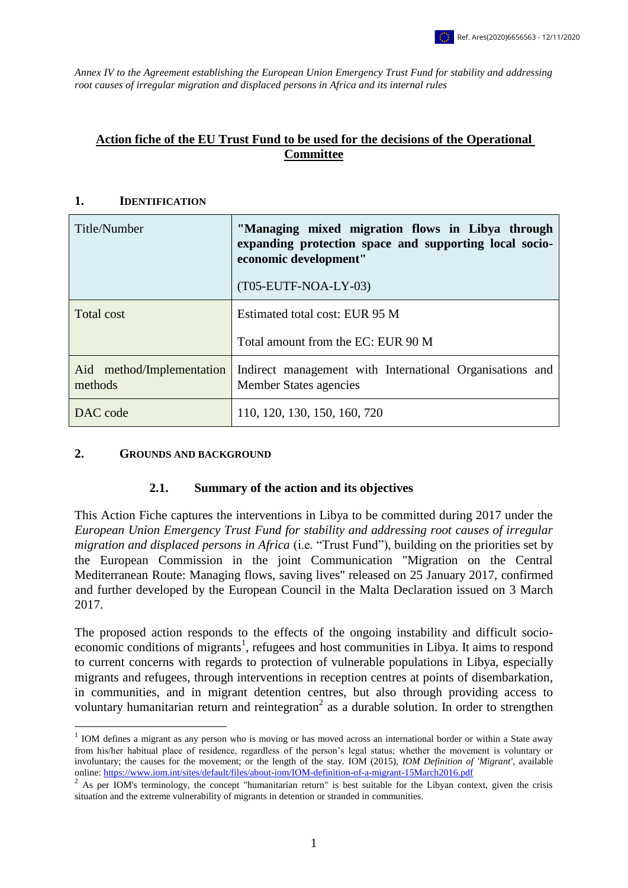*Annex IV to the Agreement establishing the European Union Emergency Trust Fund for stability and addressing root causes of irregular migration and displaced persons in Africa and its internal rules*

# Action fiche of the EU Trust Fund to be used for the decisions of the Operational Committee

## 1. IDENTIFICATION

| | |
|---|---|
| Title/Number | **"Managing mixed migration flows in Libya through expanding protection space and supporting local socio-economic development"** (T05-EUTF-NOA-LY-03) |
| Total cost | Estimated total cost: EUR 95 M<br>Total amount from the EC: EUR 90 M |
| Aid method/Implementation methods | Indirect management with International Organisations and Member States agencies |
| DAC code | 110, 120, 130, 150, 160, 720 |

## 2. GROUNDS AND BACKGROUND

### 2.1. Summary of the action and its objectives

This Action Fiche captures the interventions in Libya to be committed during 2017 under the *European Union Emergency Trust Fund for stability and addressing root causes of irregular migration and displaced persons in Africa* (i.e. "Trust Fund"), building on the priorities set by the European Commission in the joint Communication "Migration on the Central Mediterranean Route: Managing flows, saving lives" released on 25 January 2017, confirmed and further developed by the European Council in the Malta Declaration issued on 3 March 2017.

The proposed action responds to the effects of the ongoing instability and difficult socio-economic conditions of migrants[1], refugees and host communities in Libya. It aims to respond to current concerns with regards to protection of vulnerable populations in Libya, especially migrants and refugees, through interventions in reception centres at points of disembarkation, in communities, and in migrant detention centres, but also through providing access to voluntary humanitarian return and reintegration[2] as a durable solution. In order to strengthen

[1] IOM defines a migrant as any person who is moving or has moved across an international border or within a State away from his/her habitual place of residence, regardless of the person's legal status; whether the movement is voluntary or involuntary; the causes for the movement; or the length of the stay. IOM (2015), *IOM Definition of 'Migrant'*, available online: https://www.iom.int/sites/default/files/about-iom/IOM-definition-of-a-migrant-15March2016.pdf

[2] As per IOM's terminology, the concept "humanitarian return" is best suitable for the Libyan context, given the crisis situation and the extreme vulnerability of migrants in detention or stranded in communities.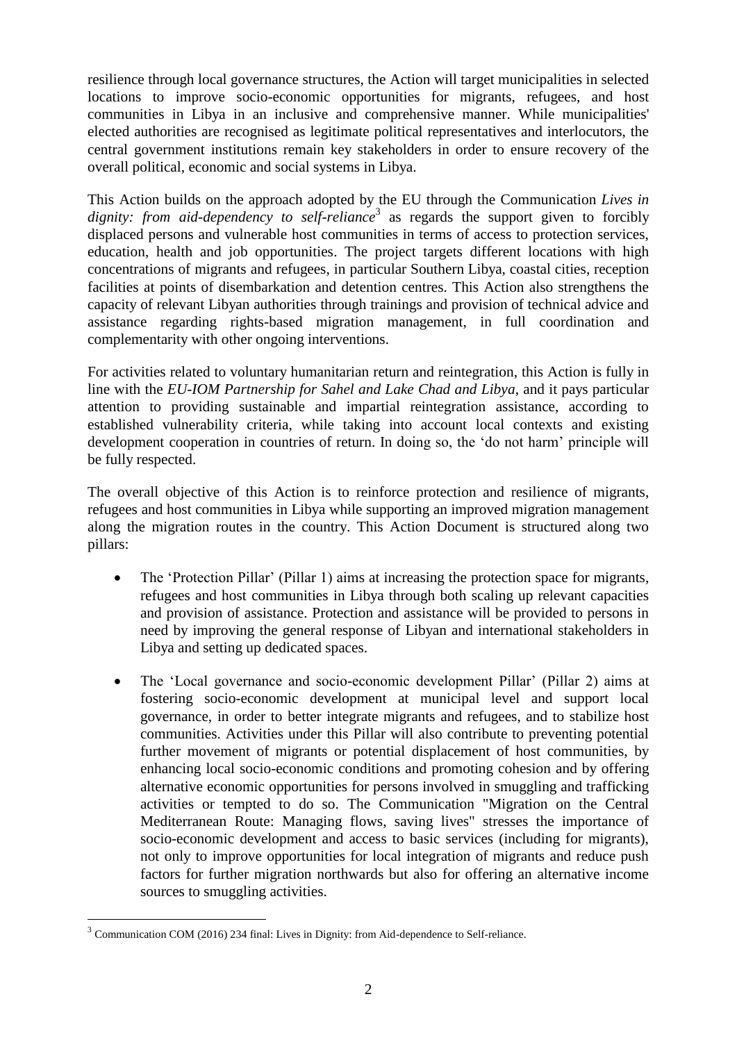resilience through local governance structures, the Action will target municipalities in selected locations to improve socio-economic opportunities for migrants, refugees, and host communities in Libya in an inclusive and comprehensive manner. While municipalities' elected authorities are recognised as legitimate political representatives and interlocutors, the central government institutions remain key stakeholders in order to ensure recovery of the overall political, economic and social systems in Libya.

This Action builds on the approach adopted by the EU through the Communication *Lives in dignity: from aid-dependency to self-reliance*[3] as regards the support given to forcibly displaced persons and vulnerable host communities in terms of access to protection services, education, health and job opportunities. The project targets different locations with high concentrations of migrants and refugees, in particular Southern Libya, coastal cities, reception facilities at points of disembarkation and detention centres. This Action also strengthens the capacity of relevant Libyan authorities through trainings and provision of technical advice and assistance regarding rights-based migration management, in full coordination and complementarity with other ongoing interventions.

For activities related to voluntary humanitarian return and reintegration, this Action is fully in line with the *EU-IOM Partnership for Sahel and Lake Chad and Libya*, and it pays particular attention to providing sustainable and impartial reintegration assistance, according to established vulnerability criteria, while taking into account local contexts and existing development cooperation in countries of return. In doing so, the 'do not harm' principle will be fully respected.

The overall objective of this Action is to reinforce protection and resilience of migrants, refugees and host communities in Libya while supporting an improved migration management along the migration routes in the country. This Action Document is structured along two pillars:

- The 'Protection Pillar' (Pillar 1) aims at increasing the protection space for migrants, refugees and host communities in Libya through both scaling up relevant capacities and provision of assistance. Protection and assistance will be provided to persons in need by improving the general response of Libyan and international stakeholders in Libya and setting up dedicated spaces.
- The 'Local governance and socio-economic development Pillar' (Pillar 2) aims at fostering socio-economic development at municipal level and support local governance, in order to better integrate migrants and refugees, and to stabilize host communities. Activities under this Pillar will also contribute to preventing potential further movement of migrants or potential displacement of host communities, by enhancing local socio-economic conditions and promoting cohesion and by offering alternative economic opportunities for persons involved in smuggling and trafficking activities or tempted to do so. The Communication "Migration on the Central Mediterranean Route: Managing flows, saving lives" stresses the importance of socio-economic development and access to basic services (including for migrants), not only to improve opportunities for local integration of migrants and reduce push factors for further migration northwards but also for offering an alternative income sources to smuggling activities.

[3] Communication COM (2016) 234 final: Lives in Dignity: from Aid-dependence to Self-reliance.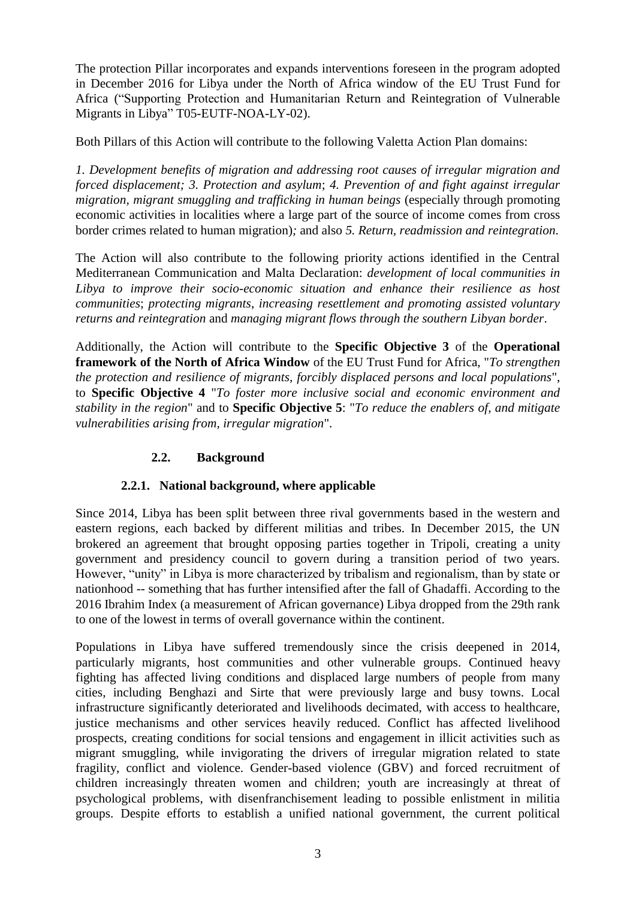The protection Pillar incorporates and expands interventions foreseen in the program adopted in December 2016 for Libya under the North of Africa window of the EU Trust Fund for Africa ("Supporting Protection and Humanitarian Return and Reintegration of Vulnerable Migrants in Libya" T05-EUTF-NOA-LY-02).

Both Pillars of this Action will contribute to the following Valetta Action Plan domains:

*1. Development benefits of migration and addressing root causes of irregular migration and forced displacement; 3. Protection and asylum*; *4. Prevention of and fight against irregular migration, migrant smuggling and trafficking in human beings* (especially through promoting economic activities in localities where a large part of the source of income comes from cross border crimes related to human migration)*;* and also *5. Return, readmission and reintegration.*

The Action will also contribute to the following priority actions identified in the Central Mediterranean Communication and Malta Declaration: *development of local communities in Libya to improve their socio-economic situation and enhance their resilience as host communities*; *protecting migrants, increasing resettlement and promoting assisted voluntary returns and reintegration* and *managing migrant flows through the southern Libyan border*.

Additionally, the Action will contribute to the **Specific Objective 3** of the **Operational framework of the North of Africa Window** of the EU Trust Fund for Africa, "*To strengthen the protection and resilience of migrants, forcibly displaced persons and local populations*", to **Specific Objective 4** "*To foster more inclusive social and economic environment and stability in the region*" and to **Specific Objective 5**: "*To reduce the enablers of, and mitigate vulnerabilities arising from, irregular migration*".

## 2.2. Background

### 2.2.1. National background, where applicable

Since 2014, Libya has been split between three rival governments based in the western and eastern regions, each backed by different militias and tribes. In December 2015, the UN brokered an agreement that brought opposing parties together in Tripoli, creating a unity government and presidency council to govern during a transition period of two years. However, "unity" in Libya is more characterized by tribalism and regionalism, than by state or nationhood -- something that has further intensified after the fall of Ghadaffi. According to the 2016 Ibrahim Index (a measurement of African governance) Libya dropped from the 29th rank to one of the lowest in terms of overall governance within the continent.

Populations in Libya have suffered tremendously since the crisis deepened in 2014, particularly migrants, host communities and other vulnerable groups. Continued heavy fighting has affected living conditions and displaced large numbers of people from many cities, including Benghazi and Sirte that were previously large and busy towns. Local infrastructure significantly deteriorated and livelihoods decimated, with access to healthcare, justice mechanisms and other services heavily reduced. Conflict has affected livelihood prospects, creating conditions for social tensions and engagement in illicit activities such as migrant smuggling, while invigorating the drivers of irregular migration related to state fragility, conflict and violence. Gender-based violence (GBV) and forced recruitment of children increasingly threaten women and children; youth are increasingly at threat of psychological problems, with disenfranchisement leading to possible enlistment in militia groups. Despite efforts to establish a unified national government, the current political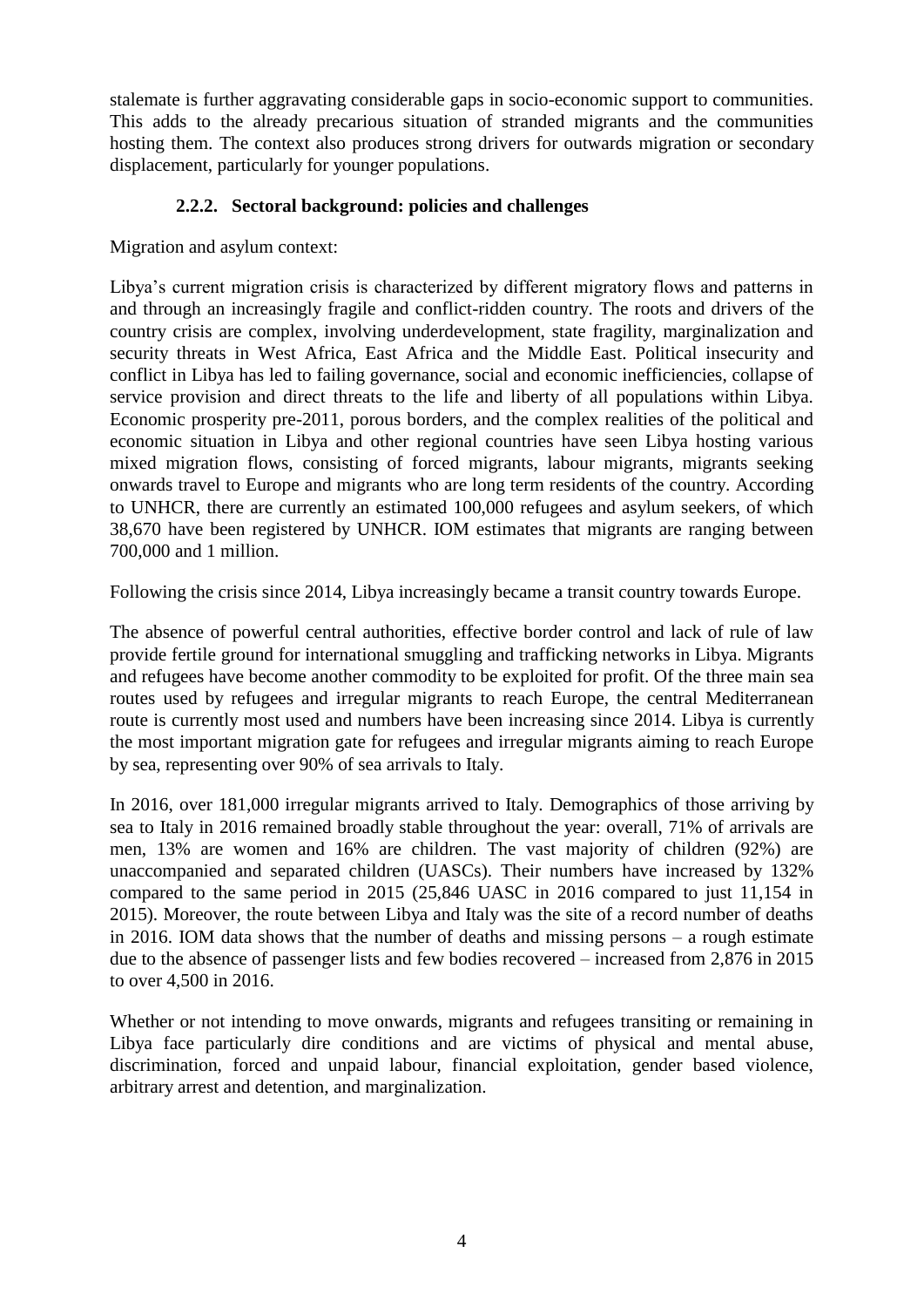stalemate is further aggravating considerable gaps in socio-economic support to communities. This adds to the already precarious situation of stranded migrants and the communities hosting them. The context also produces strong drivers for outwards migration or secondary displacement, particularly for younger populations.

### 2.2.2. Sectoral background: policies and challenges

Migration and asylum context:

Libya's current migration crisis is characterized by different migratory flows and patterns in and through an increasingly fragile and conflict-ridden country. The roots and drivers of the country crisis are complex, involving underdevelopment, state fragility, marginalization and security threats in West Africa, East Africa and the Middle East. Political insecurity and conflict in Libya has led to failing governance, social and economic inefficiencies, collapse of service provision and direct threats to the life and liberty of all populations within Libya. Economic prosperity pre-2011, porous borders, and the complex realities of the political and economic situation in Libya and other regional countries have seen Libya hosting various mixed migration flows, consisting of forced migrants, labour migrants, migrants seeking onwards travel to Europe and migrants who are long term residents of the country. According to UNHCR, there are currently an estimated 100,000 refugees and asylum seekers, of which 38,670 have been registered by UNHCR. IOM estimates that migrants are ranging between 700,000 and 1 million.

Following the crisis since 2014, Libya increasingly became a transit country towards Europe.

The absence of powerful central authorities, effective border control and lack of rule of law provide fertile ground for international smuggling and trafficking networks in Libya. Migrants and refugees have become another commodity to be exploited for profit. Of the three main sea routes used by refugees and irregular migrants to reach Europe, the central Mediterranean route is currently most used and numbers have been increasing since 2014. Libya is currently the most important migration gate for refugees and irregular migrants aiming to reach Europe by sea, representing over 90% of sea arrivals to Italy.

In 2016, over 181,000 irregular migrants arrived to Italy. Demographics of those arriving by sea to Italy in 2016 remained broadly stable throughout the year: overall, 71% of arrivals are men, 13% are women and 16% are children. The vast majority of children (92%) are unaccompanied and separated children (UASCs). Their numbers have increased by 132% compared to the same period in 2015 (25,846 UASC in 2016 compared to just 11,154 in 2015). Moreover, the route between Libya and Italy was the site of a record number of deaths in 2016. IOM data shows that the number of deaths and missing persons – a rough estimate due to the absence of passenger lists and few bodies recovered – increased from 2,876 in 2015 to over 4,500 in 2016.

Whether or not intending to move onwards, migrants and refugees transiting or remaining in Libya face particularly dire conditions and are victims of physical and mental abuse, discrimination, forced and unpaid labour, financial exploitation, gender based violence, arbitrary arrest and detention, and marginalization.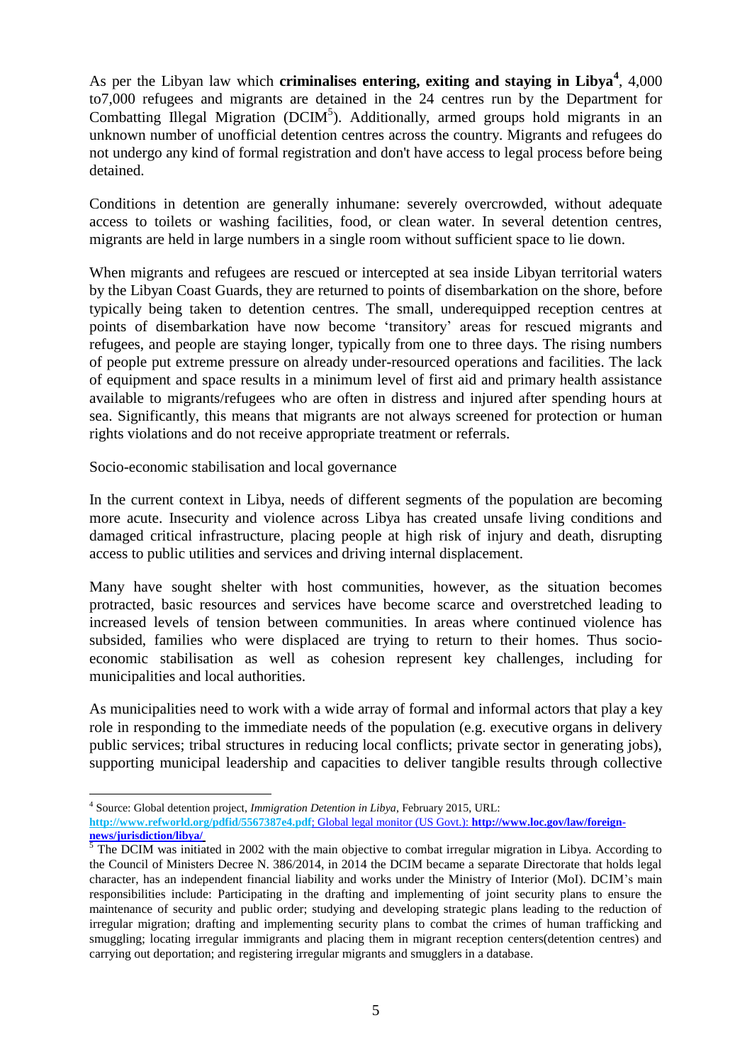As per the Libyan law which **criminalises entering, exiting and staying in Libya**[4], 4,000 to7,000 refugees and migrants are detained in the 24 centres run by the Department for Combatting Illegal Migration (DCIM[5]). Additionally, armed groups hold migrants in an unknown number of unofficial detention centres across the country. Migrants and refugees do not undergo any kind of formal registration and don't have access to legal process before being detained.

Conditions in detention are generally inhumane: severely overcrowded, without adequate access to toilets or washing facilities, food, or clean water. In several detention centres, migrants are held in large numbers in a single room without sufficient space to lie down.

When migrants and refugees are rescued or intercepted at sea inside Libyan territorial waters by the Libyan Coast Guards, they are returned to points of disembarkation on the shore, before typically being taken to detention centres. The small, underequipped reception centres at points of disembarkation have now become 'transitory' areas for rescued migrants and refugees, and people are staying longer, typically from one to three days. The rising numbers of people put extreme pressure on already under-resourced operations and facilities. The lack of equipment and space results in a minimum level of first aid and primary health assistance available to migrants/refugees who are often in distress and injured after spending hours at sea. Significantly, this means that migrants are not always screened for protection or human rights violations and do not receive appropriate treatment or referrals.

Socio-economic stabilisation and local governance

In the current context in Libya, needs of different segments of the population are becoming more acute. Insecurity and violence across Libya has created unsafe living conditions and damaged critical infrastructure, placing people at high risk of injury and death, disrupting access to public utilities and services and driving internal displacement.

Many have sought shelter with host communities, however, as the situation becomes protracted, basic resources and services have become scarce and overstretched leading to increased levels of tension between communities. In areas where continued violence has subsided, families who were displaced are trying to return to their homes. Thus socio-economic stabilisation as well as cohesion represent key challenges, including for municipalities and local authorities.

As municipalities need to work with a wide array of formal and informal actors that play a key role in responding to the immediate needs of the population (e.g. executive organs in delivery public services; tribal structures in reducing local conflicts; private sector in generating jobs), supporting municipal leadership and capacities to deliver tangible results through collective

---

[4] Source: Global detention project, *Immigration Detention in Libya*, February 2015, URL: **http://www.refworld.org/pdfid/5567387e4.pdf**; Global legal monitor (US Govt.): **http://www.loc.gov/law/foreign-news/jurisdiction/libya/**

[5] The DCIM was initiated in 2002 with the main objective to combat irregular migration in Libya. According to the Council of Ministers Decree N. 386/2014, in 2014 the DCIM became a separate Directorate that holds legal character, has an independent financial liability and works under the Ministry of Interior (MoI). DCIM's main responsibilities include: Participating in the drafting and implementing of joint security plans to ensure the maintenance of security and public order; studying and developing strategic plans leading to the reduction of irregular migration; drafting and implementing security plans to combat the crimes of human trafficking and smuggling; locating irregular immigrants and placing them in migrant reception centers(detention centres) and carrying out deportation; and registering irregular migrants and smugglers in a database.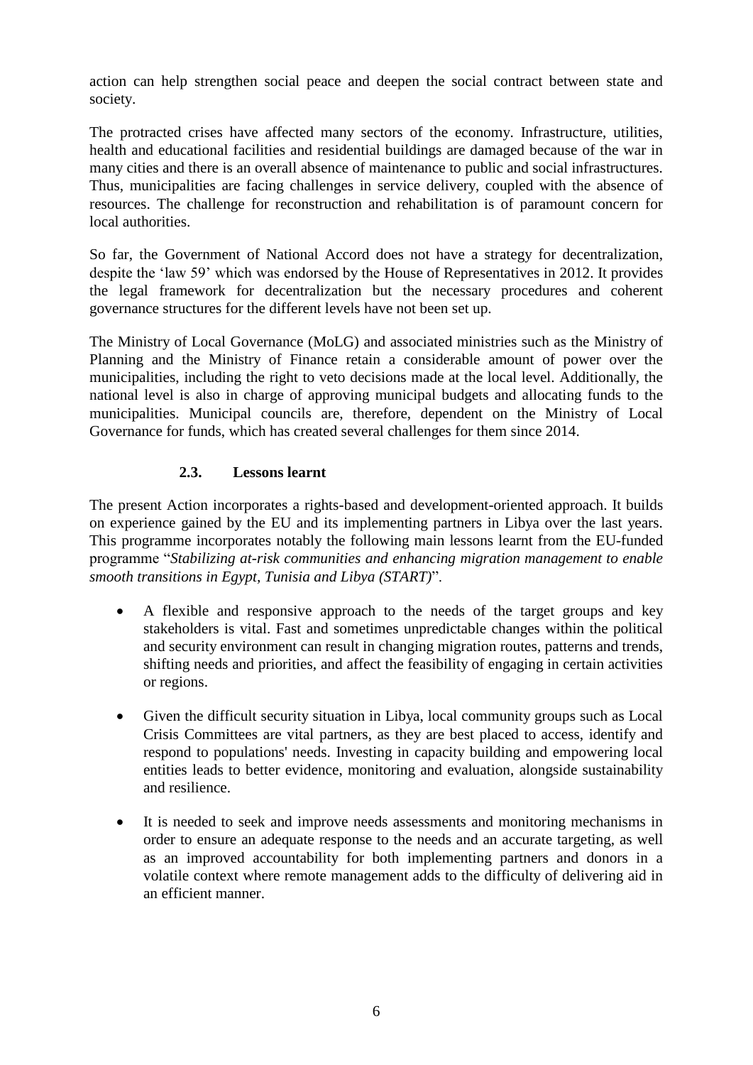action can help strengthen social peace and deepen the social contract between state and society.

The protracted crises have affected many sectors of the economy. Infrastructure, utilities, health and educational facilities and residential buildings are damaged because of the war in many cities and there is an overall absence of maintenance to public and social infrastructures. Thus, municipalities are facing challenges in service delivery, coupled with the absence of resources. The challenge for reconstruction and rehabilitation is of paramount concern for local authorities.

So far, the Government of National Accord does not have a strategy for decentralization, despite the 'law 59' which was endorsed by the House of Representatives in 2012. It provides the legal framework for decentralization but the necessary procedures and coherent governance structures for the different levels have not been set up.

The Ministry of Local Governance (MoLG) and associated ministries such as the Ministry of Planning and the Ministry of Finance retain a considerable amount of power over the municipalities, including the right to veto decisions made at the local level. Additionally, the national level is also in charge of approving municipal budgets and allocating funds to the municipalities. Municipal councils are, therefore, dependent on the Ministry of Local Governance for funds, which has created several challenges for them since 2014.

### 2.3. Lessons learnt

The present Action incorporates a rights-based and development-oriented approach. It builds on experience gained by the EU and its implementing partners in Libya over the last years. This programme incorporates notably the following main lessons learnt from the EU-funded programme "*Stabilizing at-risk communities and enhancing migration management to enable smooth transitions in Egypt, Tunisia and Libya (START)*".

- A flexible and responsive approach to the needs of the target groups and key stakeholders is vital. Fast and sometimes unpredictable changes within the political and security environment can result in changing migration routes, patterns and trends, shifting needs and priorities, and affect the feasibility of engaging in certain activities or regions.
- Given the difficult security situation in Libya, local community groups such as Local Crisis Committees are vital partners, as they are best placed to access, identify and respond to populations' needs. Investing in capacity building and empowering local entities leads to better evidence, monitoring and evaluation, alongside sustainability and resilience.
- It is needed to seek and improve needs assessments and monitoring mechanisms in order to ensure an adequate response to the needs and an accurate targeting, as well as an improved accountability for both implementing partners and donors in a volatile context where remote management adds to the difficulty of delivering aid in an efficient manner.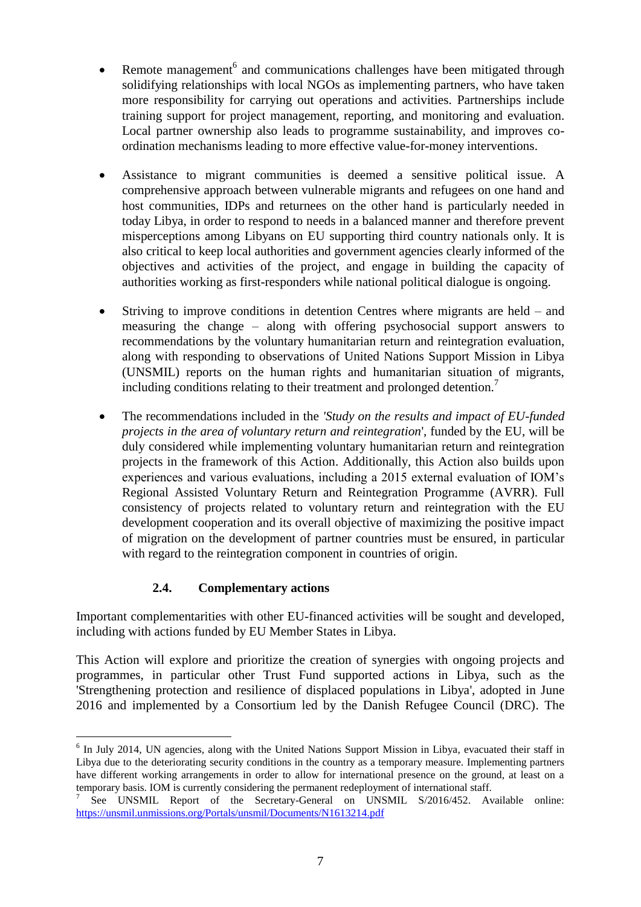- Remote management[6] and communications challenges have been mitigated through solidifying relationships with local NGOs as implementing partners, who have taken more responsibility for carrying out operations and activities. Partnerships include training support for project management, reporting, and monitoring and evaluation. Local partner ownership also leads to programme sustainability, and improves co-ordination mechanisms leading to more effective value-for-money interventions.

- Assistance to migrant communities is deemed a sensitive political issue. A comprehensive approach between vulnerable migrants and refugees on one hand and host communities, IDPs and returnees on the other hand is particularly needed in today Libya, in order to respond to needs in a balanced manner and therefore prevent misperceptions among Libyans on EU supporting third country nationals only. It is also critical to keep local authorities and government agencies clearly informed of the objectives and activities of the project, and engage in building the capacity of authorities working as first-responders while national political dialogue is ongoing.

- Striving to improve conditions in detention Centres where migrants are held – and measuring the change – along with offering psychosocial support answers to recommendations by the voluntary humanitarian return and reintegration evaluation, along with responding to observations of United Nations Support Mission in Libya (UNSMIL) reports on the human rights and humanitarian situation of migrants, including conditions relating to their treatment and prolonged detention.[7]

- The recommendations included in the '*Study on the results and impact of EU-funded projects in the area of voluntary return and reintegration*', funded by the EU, will be duly considered while implementing voluntary humanitarian return and reintegration projects in the framework of this Action. Additionally, this Action also builds upon experiences and various evaluations, including a 2015 external evaluation of IOM's Regional Assisted Voluntary Return and Reintegration Programme (AVRR). Full consistency of projects related to voluntary return and reintegration with the EU development cooperation and its overall objective of maximizing the positive impact of migration on the development of partner countries must be ensured, in particular with regard to the reintegration component in countries of origin.

### 2.4. Complementary actions

Important complementarities with other EU-financed activities will be sought and developed, including with actions funded by EU Member States in Libya.

This Action will explore and prioritize the creation of synergies with ongoing projects and programmes, in particular other Trust Fund supported actions in Libya, such as the 'Strengthening protection and resilience of displaced populations in Libya', adopted in June 2016 and implemented by a Consortium led by the Danish Refugee Council (DRC). The

---

[6] In July 2014, UN agencies, along with the United Nations Support Mission in Libya, evacuated their staff in Libya due to the deteriorating security conditions in the country as a temporary measure. Implementing partners have different working arrangements in order to allow for international presence on the ground, at least on a temporary basis. IOM is currently considering the permanent redeployment of international staff.

[7] See UNSMIL Report of the Secretary-General on UNSMIL S/2016/452. Available online: https://unsmil.unmissions.org/Portals/unsmil/Documents/N1613214.pdf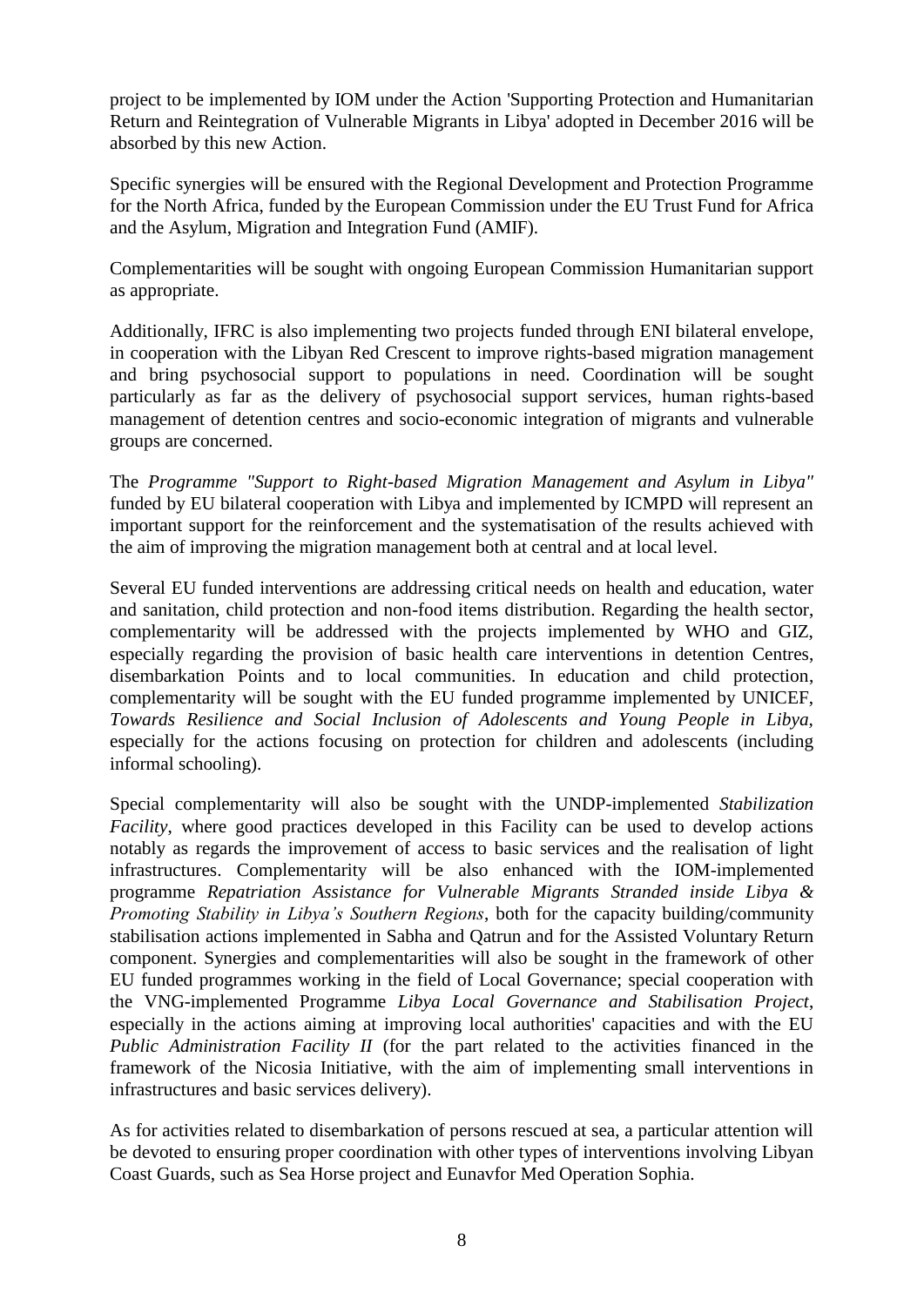project to be implemented by IOM under the Action 'Supporting Protection and Humanitarian Return and Reintegration of Vulnerable Migrants in Libya' adopted in December 2016 will be absorbed by this new Action.

Specific synergies will be ensured with the Regional Development and Protection Programme for the North Africa, funded by the European Commission under the EU Trust Fund for Africa and the Asylum, Migration and Integration Fund (AMIF).

Complementarities will be sought with ongoing European Commission Humanitarian support as appropriate.

Additionally, IFRC is also implementing two projects funded through ENI bilateral envelope, in cooperation with the Libyan Red Crescent to improve rights-based migration management and bring psychosocial support to populations in need. Coordination will be sought particularly as far as the delivery of psychosocial support services, human rights-based management of detention centres and socio-economic integration of migrants and vulnerable groups are concerned.

The *Programme "Support to Right-based Migration Management and Asylum in Libya"* funded by EU bilateral cooperation with Libya and implemented by ICMPD will represent an important support for the reinforcement and the systematisation of the results achieved with the aim of improving the migration management both at central and at local level.

Several EU funded interventions are addressing critical needs on health and education, water and sanitation, child protection and non-food items distribution. Regarding the health sector, complementarity will be addressed with the projects implemented by WHO and GIZ, especially regarding the provision of basic health care interventions in detention Centres, disembarkation Points and to local communities. In education and child protection, complementarity will be sought with the EU funded programme implemented by UNICEF, *Towards Resilience and Social Inclusion of Adolescents and Young People in Libya,* especially for the actions focusing on protection for children and adolescents (including informal schooling).

Special complementarity will also be sought with the UNDP-implemented *Stabilization Facility*, where good practices developed in this Facility can be used to develop actions notably as regards the improvement of access to basic services and the realisation of light infrastructures. Complementarity will be also enhanced with the IOM-implemented programme *Repatriation Assistance for Vulnerable Migrants Stranded inside Libya & Promoting Stability in Libya's Southern Regions*, both for the capacity building/community stabilisation actions implemented in Sabha and Qatrun and for the Assisted Voluntary Return component. Synergies and complementarities will also be sought in the framework of other EU funded programmes working in the field of Local Governance; special cooperation with the VNG-implemented Programme *Libya Local Governance and Stabilisation Project*, especially in the actions aiming at improving local authorities' capacities and with the EU *Public Administration Facility II* (for the part related to the activities financed in the framework of the Nicosia Initiative, with the aim of implementing small interventions in infrastructures and basic services delivery).

As for activities related to disembarkation of persons rescued at sea, a particular attention will be devoted to ensuring proper coordination with other types of interventions involving Libyan Coast Guards, such as Sea Horse project and Eunavfor Med Operation Sophia.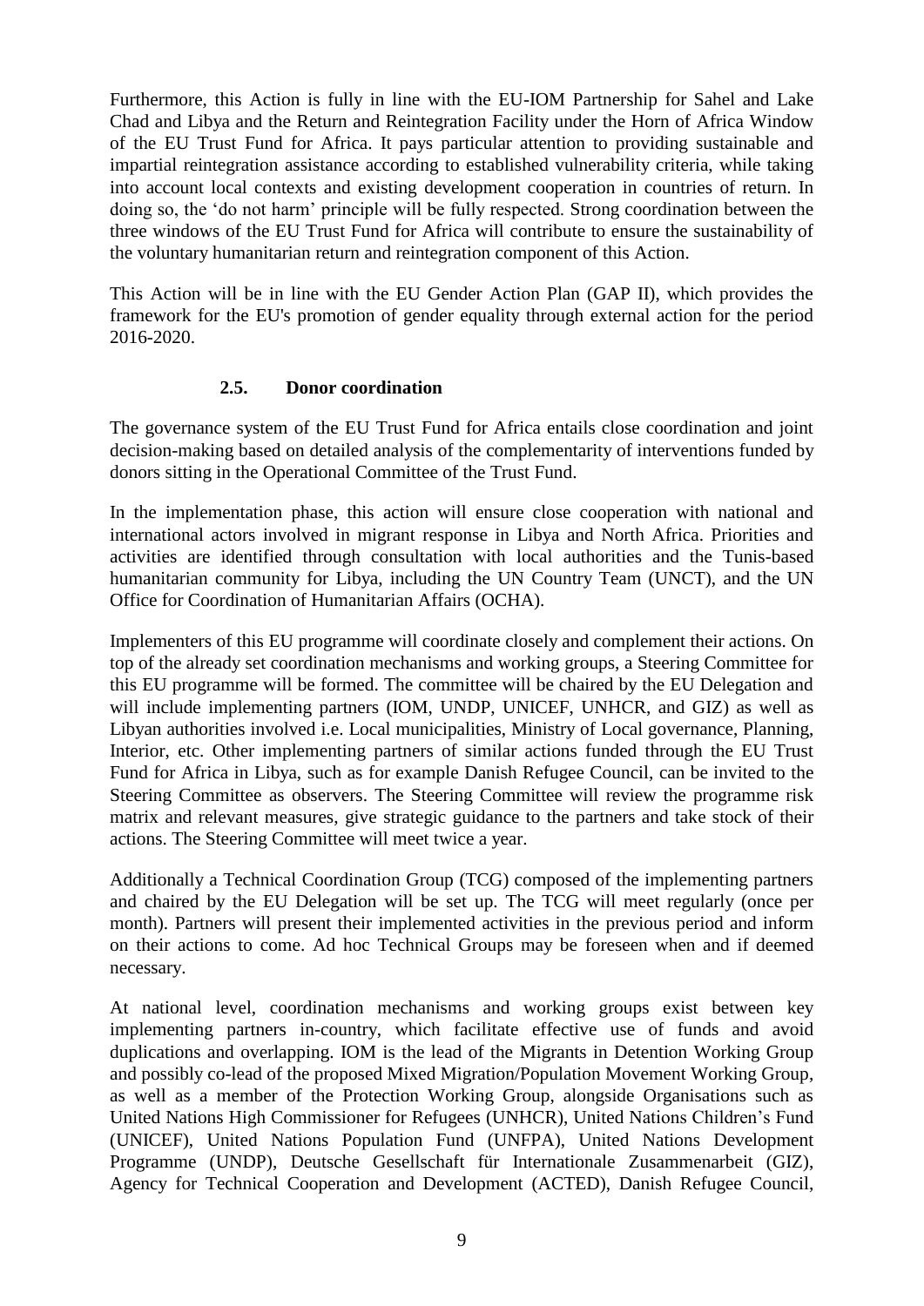Furthermore, this Action is fully in line with the EU-IOM Partnership for Sahel and Lake Chad and Libya and the Return and Reintegration Facility under the Horn of Africa Window of the EU Trust Fund for Africa. It pays particular attention to providing sustainable and impartial reintegration assistance according to established vulnerability criteria, while taking into account local contexts and existing development cooperation in countries of return. In doing so, the 'do not harm' principle will be fully respected. Strong coordination between the three windows of the EU Trust Fund for Africa will contribute to ensure the sustainability of the voluntary humanitarian return and reintegration component of this Action.

This Action will be in line with the EU Gender Action Plan (GAP II), which provides the framework for the EU's promotion of gender equality through external action for the period 2016-2020.

### 2.5. Donor coordination

The governance system of the EU Trust Fund for Africa entails close coordination and joint decision-making based on detailed analysis of the complementarity of interventions funded by donors sitting in the Operational Committee of the Trust Fund.

In the implementation phase, this action will ensure close cooperation with national and international actors involved in migrant response in Libya and North Africa. Priorities and activities are identified through consultation with local authorities and the Tunis-based humanitarian community for Libya, including the UN Country Team (UNCT), and the UN Office for Coordination of Humanitarian Affairs (OCHA).

Implementers of this EU programme will coordinate closely and complement their actions. On top of the already set coordination mechanisms and working groups, a Steering Committee for this EU programme will be formed. The committee will be chaired by the EU Delegation and will include implementing partners (IOM, UNDP, UNICEF, UNHCR, and GIZ) as well as Libyan authorities involved i.e. Local municipalities, Ministry of Local governance, Planning, Interior, etc. Other implementing partners of similar actions funded through the EU Trust Fund for Africa in Libya, such as for example Danish Refugee Council, can be invited to the Steering Committee as observers. The Steering Committee will review the programme risk matrix and relevant measures, give strategic guidance to the partners and take stock of their actions. The Steering Committee will meet twice a year.

Additionally a Technical Coordination Group (TCG) composed of the implementing partners and chaired by the EU Delegation will be set up. The TCG will meet regularly (once per month). Partners will present their implemented activities in the previous period and inform on their actions to come. Ad hoc Technical Groups may be foreseen when and if deemed necessary.

At national level, coordination mechanisms and working groups exist between key implementing partners in-country, which facilitate effective use of funds and avoid duplications and overlapping. IOM is the lead of the Migrants in Detention Working Group and possibly co-lead of the proposed Mixed Migration/Population Movement Working Group, as well as a member of the Protection Working Group, alongside Organisations such as United Nations High Commissioner for Refugees (UNHCR), United Nations Children's Fund (UNICEF), United Nations Population Fund (UNFPA), United Nations Development Programme (UNDP), Deutsche Gesellschaft für Internationale Zusammenarbeit (GIZ), Agency for Technical Cooperation and Development (ACTED), Danish Refugee Council,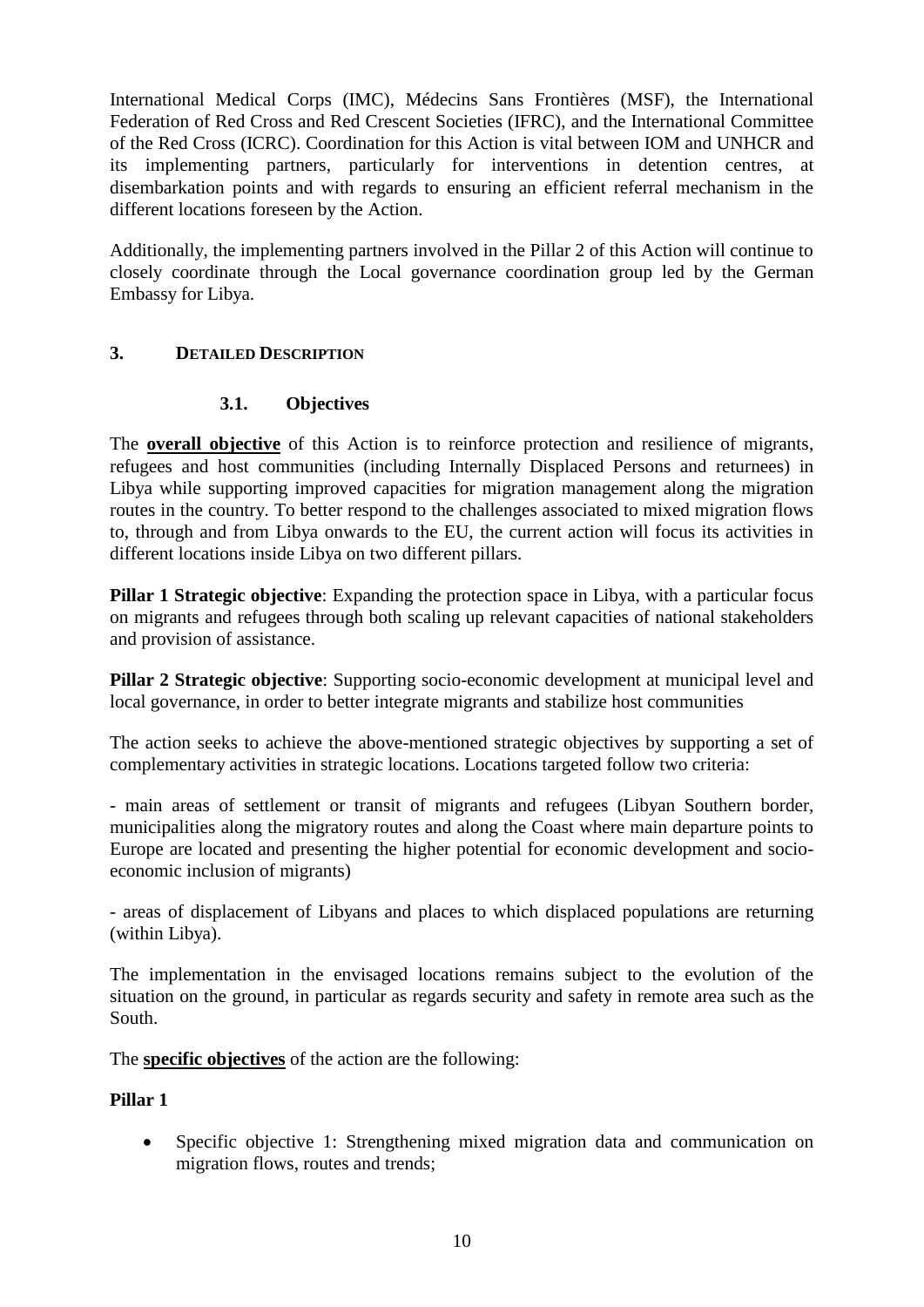International Medical Corps (IMC), Médecins Sans Frontières (MSF), the International Federation of Red Cross and Red Crescent Societies (IFRC), and the International Committee of the Red Cross (ICRC). Coordination for this Action is vital between IOM and UNHCR and its implementing partners, particularly for interventions in detention centres, at disembarkation points and with regards to ensuring an efficient referral mechanism in the different locations foreseen by the Action.

Additionally, the implementing partners involved in the Pillar 2 of this Action will continue to closely coordinate through the Local governance coordination group led by the German Embassy for Libya.

## 3. DETAILED DESCRIPTION

### 3.1. Objectives

The **overall objective** of this Action is to reinforce protection and resilience of migrants, refugees and host communities (including Internally Displaced Persons and returnees) in Libya while supporting improved capacities for migration management along the migration routes in the country. To better respond to the challenges associated to mixed migration flows to, through and from Libya onwards to the EU, the current action will focus its activities in different locations inside Libya on two different pillars.

**Pillar 1 Strategic objective**: Expanding the protection space in Libya, with a particular focus on migrants and refugees through both scaling up relevant capacities of national stakeholders and provision of assistance.

**Pillar 2 Strategic objective**: Supporting socio-economic development at municipal level and local governance, in order to better integrate migrants and stabilize host communities

The action seeks to achieve the above-mentioned strategic objectives by supporting a set of complementary activities in strategic locations. Locations targeted follow two criteria:

- main areas of settlement or transit of migrants and refugees (Libyan Southern border, municipalities along the migratory routes and along the Coast where main departure points to Europe are located and presenting the higher potential for economic development and socio-economic inclusion of migrants)

- areas of displacement of Libyans and places to which displaced populations are returning (within Libya).

The implementation in the envisaged locations remains subject to the evolution of the situation on the ground, in particular as regards security and safety in remote area such as the South.

The **specific objectives** of the action are the following:

**Pillar 1**

- Specific objective 1: Strengthening mixed migration data and communication on migration flows, routes and trends;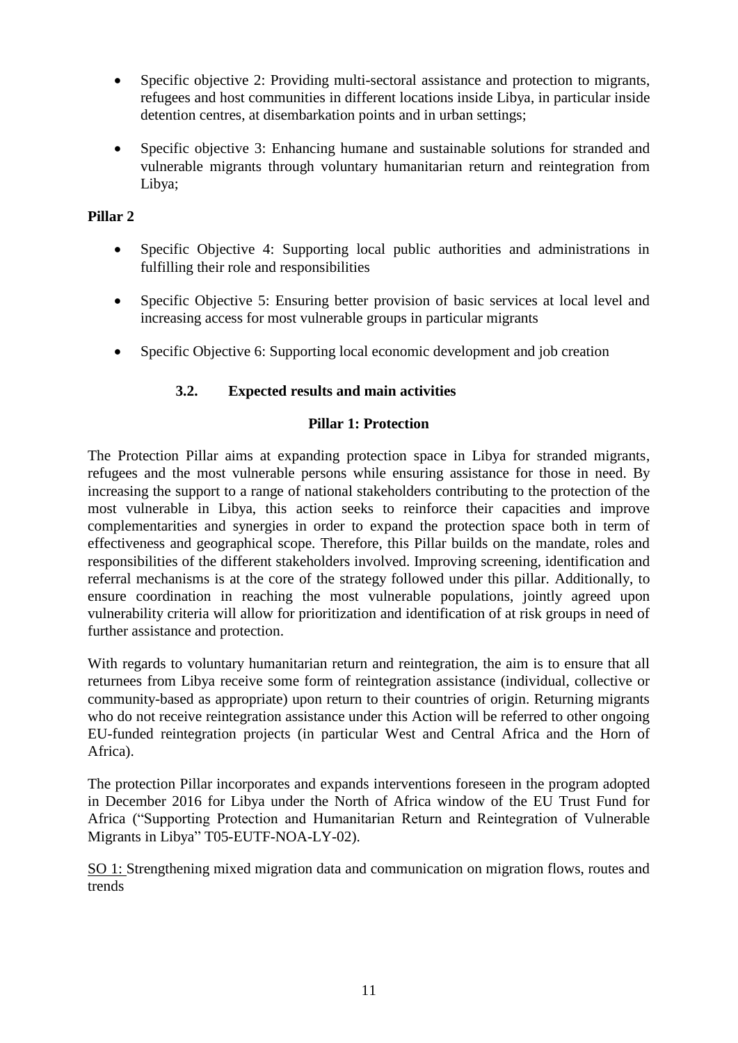- Specific objective 2: Providing multi-sectoral assistance and protection to migrants, refugees and host communities in different locations inside Libya, in particular inside detention centres, at disembarkation points and in urban settings;

- Specific objective 3: Enhancing humane and sustainable solutions for stranded and vulnerable migrants through voluntary humanitarian return and reintegration from Libya;

**Pillar 2**

- Specific Objective 4: Supporting local public authorities and administrations in fulfilling their role and responsibilities

- Specific Objective 5: Ensuring better provision of basic services at local level and increasing access for most vulnerable groups in particular migrants

- Specific Objective 6: Supporting local economic development and job creation

### 3.2. Expected results and main activities

**Pillar 1: Protection**

The Protection Pillar aims at expanding protection space in Libya for stranded migrants, refugees and the most vulnerable persons while ensuring assistance for those in need. By increasing the support to a range of national stakeholders contributing to the protection of the most vulnerable in Libya, this action seeks to reinforce their capacities and improve complementarities and synergies in order to expand the protection space both in term of effectiveness and geographical scope. Therefore, this Pillar builds on the mandate, roles and responsibilities of the different stakeholders involved. Improving screening, identification and referral mechanisms is at the core of the strategy followed under this pillar. Additionally, to ensure coordination in reaching the most vulnerable populations, jointly agreed upon vulnerability criteria will allow for prioritization and identification of at risk groups in need of further assistance and protection.

With regards to voluntary humanitarian return and reintegration, the aim is to ensure that all returnees from Libya receive some form of reintegration assistance (individual, collective or community-based as appropriate) upon return to their countries of origin. Returning migrants who do not receive reintegration assistance under this Action will be referred to other ongoing EU-funded reintegration projects (in particular West and Central Africa and the Horn of Africa).

The protection Pillar incorporates and expands interventions foreseen in the program adopted in December 2016 for Libya under the North of Africa window of the EU Trust Fund for Africa ("Supporting Protection and Humanitarian Return and Reintegration of Vulnerable Migrants in Libya" T05-EUTF-NOA-LY-02).

<u>SO 1:</u> Strengthening mixed migration data and communication on migration flows, routes and trends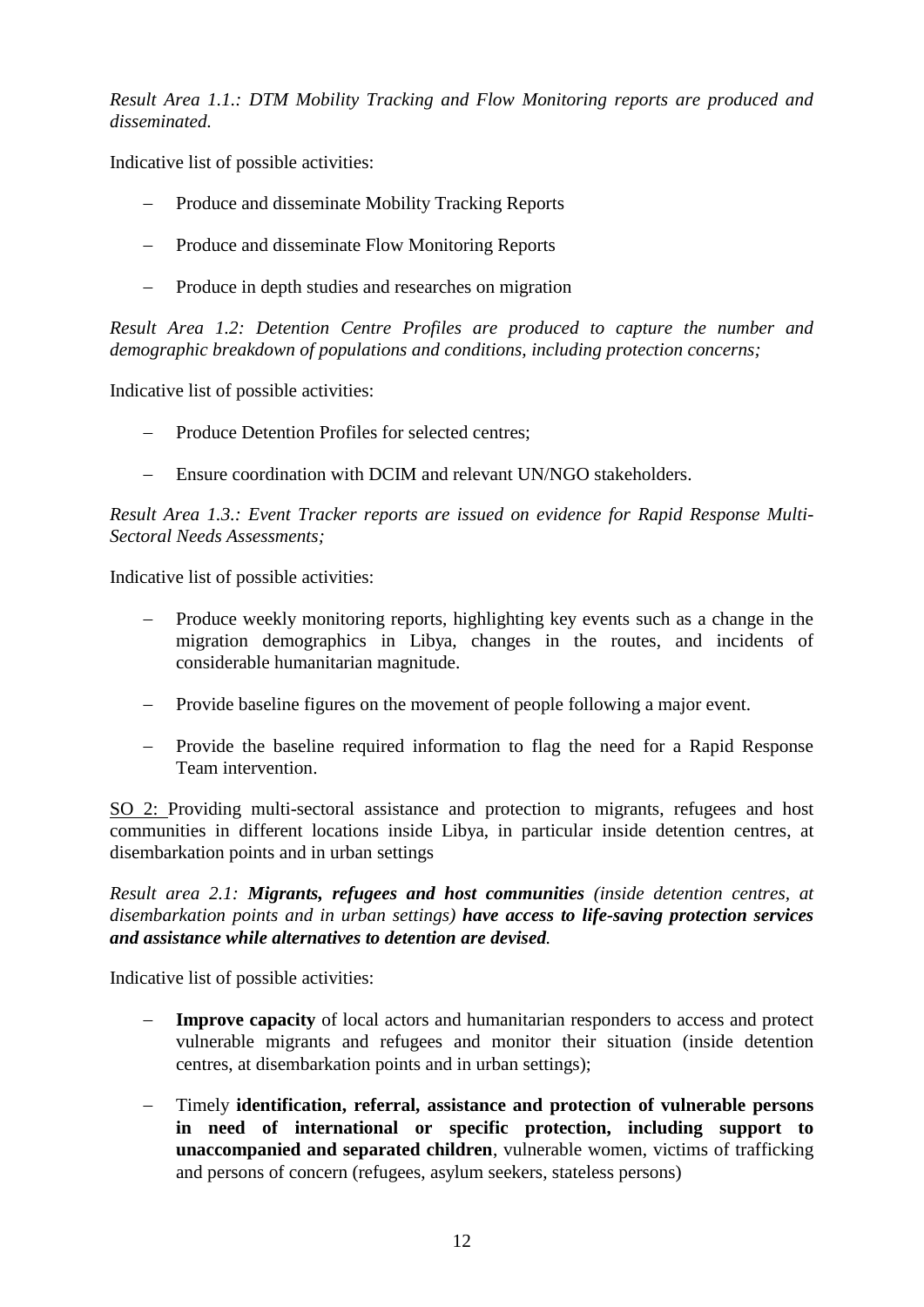*Result Area 1.1.: DTM Mobility Tracking and Flow Monitoring reports are produced and disseminated.*

Indicative list of possible activities:

- Produce and disseminate Mobility Tracking Reports
- Produce and disseminate Flow Monitoring Reports
- Produce in depth studies and researches on migration

*Result Area 1.2: Detention Centre Profiles are produced to capture the number and demographic breakdown of populations and conditions, including protection concerns;*

Indicative list of possible activities:

- Produce Detention Profiles for selected centres;
- Ensure coordination with DCIM and relevant UN/NGO stakeholders.

*Result Area 1.3.: Event Tracker reports are issued on evidence for Rapid Response Multi-Sectoral Needs Assessments;*

Indicative list of possible activities:

- Produce weekly monitoring reports, highlighting key events such as a change in the migration demographics in Libya, changes in the routes, and incidents of considerable humanitarian magnitude.
- Provide baseline figures on the movement of people following a major event.
- Provide the baseline required information to flag the need for a Rapid Response Team intervention.

<u>SO 2:</u> Providing multi-sectoral assistance and protection to migrants, refugees and host communities in different locations inside Libya, in particular inside detention centres, at disembarkation points and in urban settings

*Result area 2.1: **Migrants, refugees and host communities** (inside detention centres, at disembarkation points and in urban settings) **have access to life-saving protection services and assistance while alternatives to detention are devised**.*

Indicative list of possible activities:

- **Improve capacity** of local actors and humanitarian responders to access and protect vulnerable migrants and refugees and monitor their situation (inside detention centres, at disembarkation points and in urban settings);
- Timely **identification, referral, assistance and protection of vulnerable persons in need of international or specific protection, including support to unaccompanied and separated children**, vulnerable women, victims of trafficking and persons of concern (refugees, asylum seekers, stateless persons)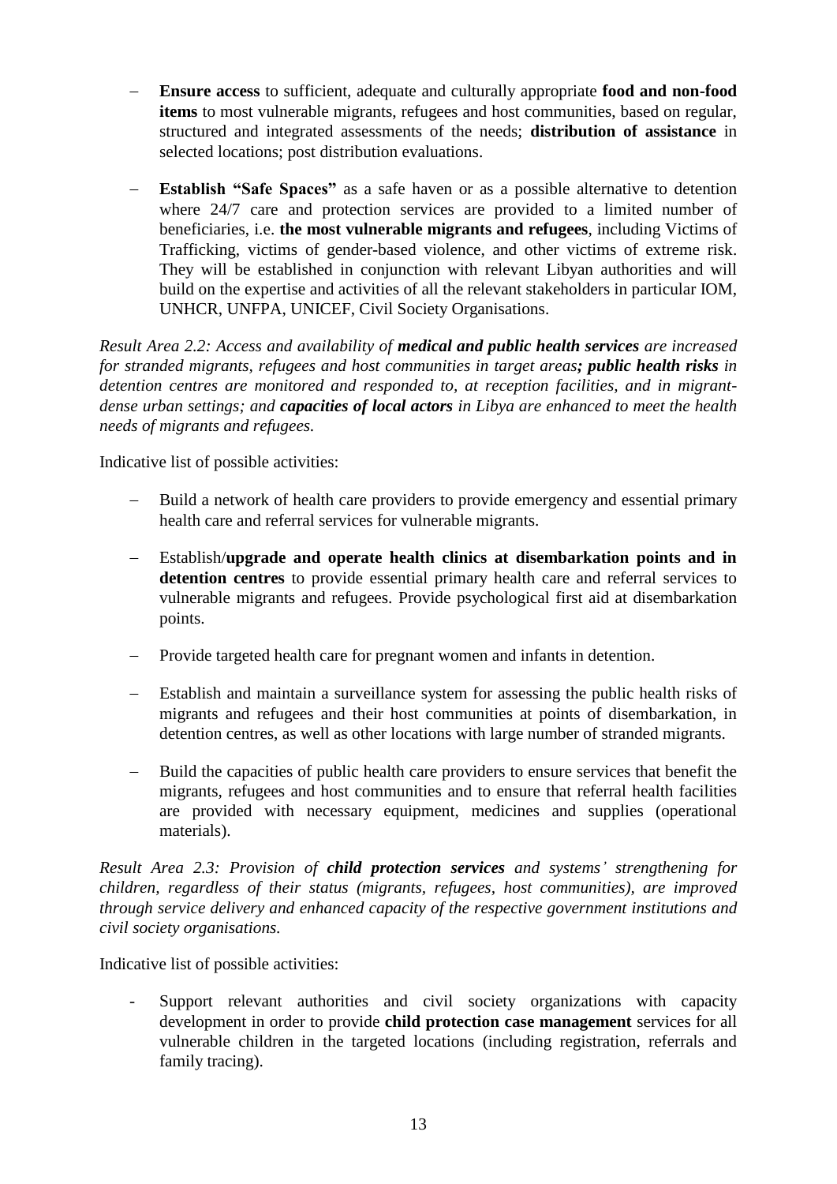- **Ensure access** to sufficient, adequate and culturally appropriate **food and non-food items** to most vulnerable migrants, refugees and host communities, based on regular, structured and integrated assessments of the needs; **distribution of assistance** in selected locations; post distribution evaluations.

- **Establish "Safe Spaces"** as a safe haven or as a possible alternative to detention where 24/7 care and protection services are provided to a limited number of beneficiaries, i.e. **the most vulnerable migrants and refugees**, including Victims of Trafficking, victims of gender-based violence, and other victims of extreme risk. They will be established in conjunction with relevant Libyan authorities and will build on the expertise and activities of all the relevant stakeholders in particular IOM, UNHCR, UNFPA, UNICEF, Civil Society Organisations.

*Result Area 2.2: Access and availability of **medical and public health services** are increased for stranded migrants, refugees and host communities in target areas**; public health risks** in detention centres are monitored and responded to, at reception facilities, and in migrant-dense urban settings; and **capacities of local actors** in Libya are enhanced to meet the health needs of migrants and refugees.*

Indicative list of possible activities:

- Build a network of health care providers to provide emergency and essential primary health care and referral services for vulnerable migrants.

- Establish/**upgrade and operate health clinics at disembarkation points and in detention centres** to provide essential primary health care and referral services to vulnerable migrants and refugees. Provide psychological first aid at disembarkation points.

- Provide targeted health care for pregnant women and infants in detention.

- Establish and maintain a surveillance system for assessing the public health risks of migrants and refugees and their host communities at points of disembarkation, in detention centres, as well as other locations with large number of stranded migrants.

- Build the capacities of public health care providers to ensure services that benefit the migrants, refugees and host communities and to ensure that referral health facilities are provided with necessary equipment, medicines and supplies (operational materials).

*Result Area 2.3: Provision of **child protection services** and systems' strengthening for children, regardless of their status (migrants, refugees, host communities), are improved through service delivery and enhanced capacity of the respective government institutions and civil society organisations.*

Indicative list of possible activities:

- Support relevant authorities and civil society organizations with capacity development in order to provide **child protection case management** services for all vulnerable children in the targeted locations (including registration, referrals and family tracing).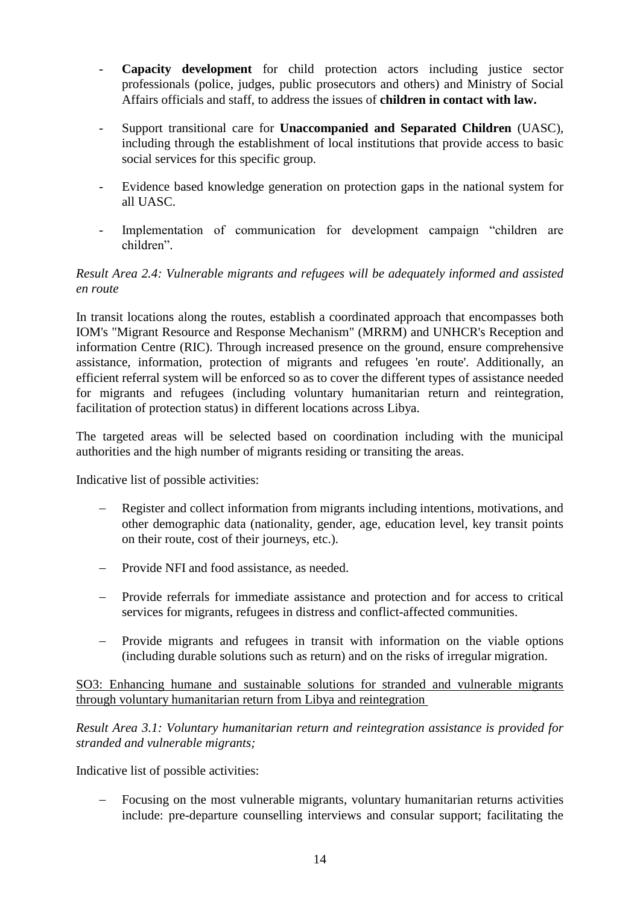- **Capacity development** for child protection actors including justice sector professionals (police, judges, public prosecutors and others) and Ministry of Social Affairs officials and staff, to address the issues of **children in contact with law.**

- Support transitional care for **Unaccompanied and Separated Children** (UASC), including through the establishment of local institutions that provide access to basic social services for this specific group.

- Evidence based knowledge generation on protection gaps in the national system for all UASC.

- Implementation of communication for development campaign "children are children".

*Result Area 2.4: Vulnerable migrants and refugees will be adequately informed and assisted en route*

In transit locations along the routes, establish a coordinated approach that encompasses both IOM's "Migrant Resource and Response Mechanism" (MRRM) and UNHCR's Reception and information Centre (RIC). Through increased presence on the ground, ensure comprehensive assistance, information, protection of migrants and refugees 'en route'. Additionally, an efficient referral system will be enforced so as to cover the different types of assistance needed for migrants and refugees (including voluntary humanitarian return and reintegration, facilitation of protection status) in different locations across Libya.

The targeted areas will be selected based on coordination including with the municipal authorities and the high number of migrants residing or transiting the areas.

Indicative list of possible activities:

- Register and collect information from migrants including intentions, motivations, and other demographic data (nationality, gender, age, education level, key transit points on their route, cost of their journeys, etc.).

- Provide NFI and food assistance, as needed.

- Provide referrals for immediate assistance and protection and for access to critical services for migrants, refugees in distress and conflict-affected communities.

- Provide migrants and refugees in transit with information on the viable options (including durable solutions such as return) and on the risks of irregular migration.

<u>SO3: Enhancing humane and sustainable solutions for stranded and vulnerable migrants through voluntary humanitarian return from Libya and reintegration</u>

*Result Area 3.1: Voluntary humanitarian return and reintegration assistance is provided for stranded and vulnerable migrants;*

Indicative list of possible activities:

- Focusing on the most vulnerable migrants, voluntary humanitarian returns activities include: pre-departure counselling interviews and consular support; facilitating the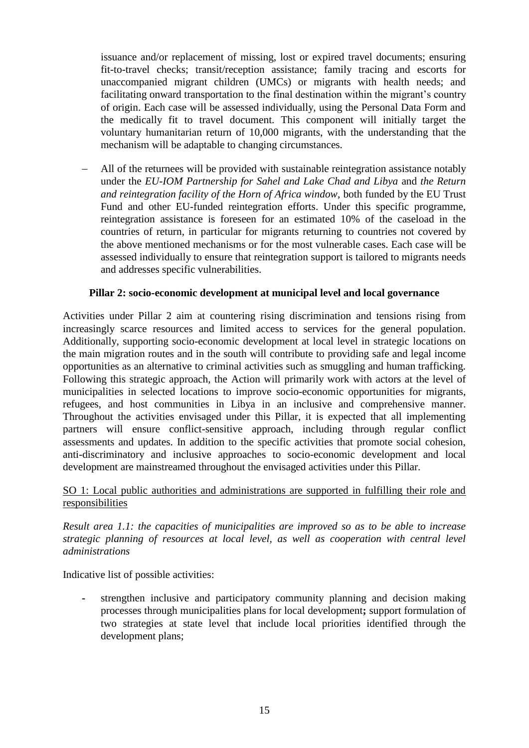issuance and/or replacement of missing, lost or expired travel documents; ensuring fit-to-travel checks; transit/reception assistance; family tracing and escorts for unaccompanied migrant children (UMCs) or migrants with health needs; and facilitating onward transportation to the final destination within the migrant's country of origin. Each case will be assessed individually, using the Personal Data Form and the medically fit to travel document. This component will initially target the voluntary humanitarian return of 10,000 migrants, with the understanding that the mechanism will be adaptable to changing circumstances.

- All of the returnees will be provided with sustainable reintegration assistance notably under the *EU-IOM Partnership for Sahel and Lake Chad and Libya* and *the Return and reintegration facility of the Horn of Africa window*, both funded by the EU Trust Fund and other EU-funded reintegration efforts. Under this specific programme, reintegration assistance is foreseen for an estimated 10% of the caseload in the countries of return, in particular for migrants returning to countries not covered by the above mentioned mechanisms or for the most vulnerable cases. Each case will be assessed individually to ensure that reintegration support is tailored to migrants needs and addresses specific vulnerabilities.

**Pillar 2: socio-economic development at municipal level and local governance**

Activities under Pillar 2 aim at countering rising discrimination and tensions rising from increasingly scarce resources and limited access to services for the general population. Additionally, supporting socio-economic development at local level in strategic locations on the main migration routes and in the south will contribute to providing safe and legal income opportunities as an alternative to criminal activities such as smuggling and human trafficking. Following this strategic approach, the Action will primarily work with actors at the level of municipalities in selected locations to improve socio-economic opportunities for migrants, refugees, and host communities in Libya in an inclusive and comprehensive manner. Throughout the activities envisaged under this Pillar, it is expected that all implementing partners will ensure conflict-sensitive approach, including through regular conflict assessments and updates. In addition to the specific activities that promote social cohesion, anti-discriminatory and inclusive approaches to socio-economic development and local development are mainstreamed throughout the envisaged activities under this Pillar.

<u>SO 1: Local public authorities and administrations are supported in fulfilling their role and responsibilities</u>

*Result area 1.1: the capacities of municipalities are improved so as to be able to increase strategic planning of resources at local level, as well as cooperation with central level administrations*

Indicative list of possible activities:

- strengthen inclusive and participatory community planning and decision making processes through municipalities plans for local development**;** support formulation of two strategies at state level that include local priorities identified through the development plans;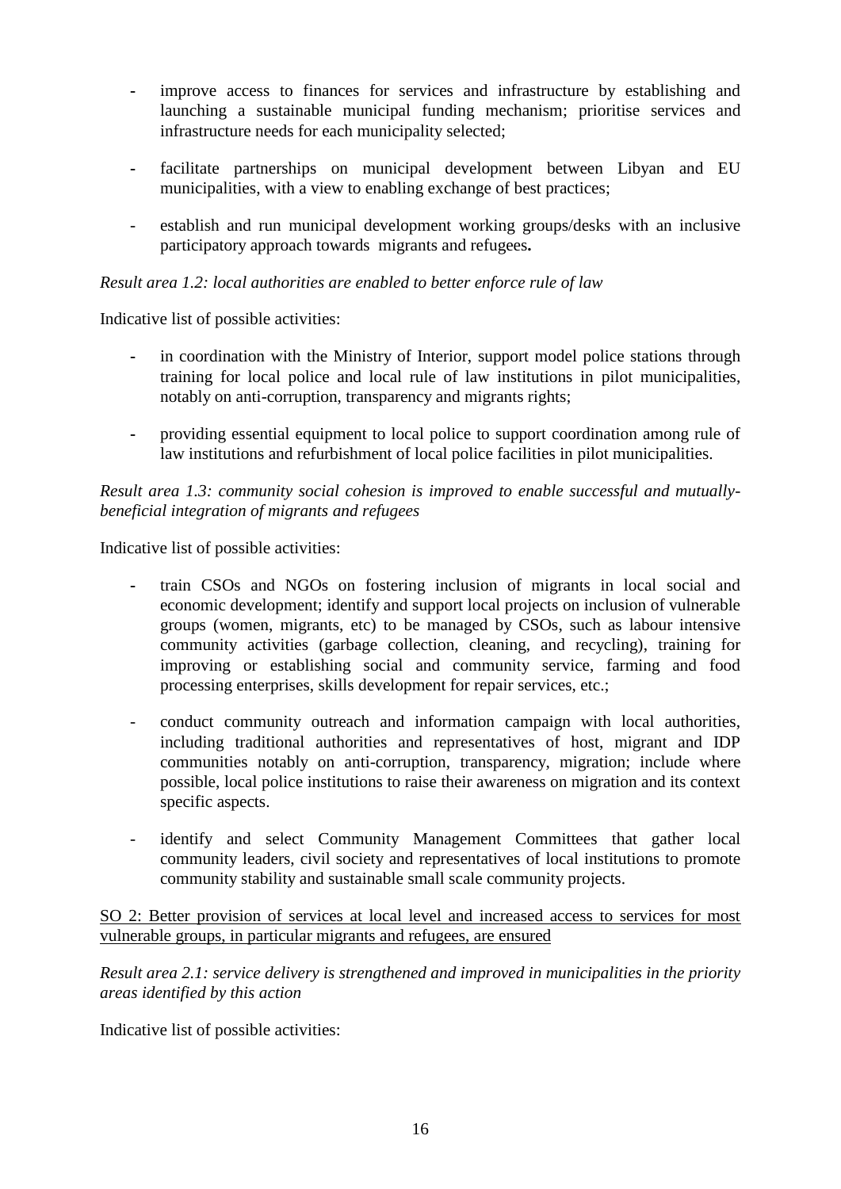- improve access to finances for services and infrastructure by establishing and launching a sustainable municipal funding mechanism; prioritise services and infrastructure needs for each municipality selected;

- facilitate partnerships on municipal development between Libyan and EU municipalities, with a view to enabling exchange of best practices;

- establish and run municipal development working groups/desks with an inclusive participatory approach towards migrants and refugees**.**

*Result area 1.2: local authorities are enabled to better enforce rule of law*

Indicative list of possible activities:

- in coordination with the Ministry of Interior, support model police stations through training for local police and local rule of law institutions in pilot municipalities, notably on anti-corruption, transparency and migrants rights;

- providing essential equipment to local police to support coordination among rule of law institutions and refurbishment of local police facilities in pilot municipalities.

*Result area 1.3: community social cohesion is improved to enable successful and mutually-beneficial integration of migrants and refugees*

Indicative list of possible activities:

- train CSOs and NGOs on fostering inclusion of migrants in local social and economic development; identify and support local projects on inclusion of vulnerable groups (women, migrants, etc) to be managed by CSOs, such as labour intensive community activities (garbage collection, cleaning, and recycling), training for improving or establishing social and community service, farming and food processing enterprises, skills development for repair services, etc.;

- conduct community outreach and information campaign with local authorities, including traditional authorities and representatives of host, migrant and IDP communities notably on anti-corruption, transparency, migration; include where possible, local police institutions to raise their awareness on migration and its context specific aspects.

- identify and select Community Management Committees that gather local community leaders, civil society and representatives of local institutions to promote community stability and sustainable small scale community projects.

<u>SO 2: Better provision of services at local level and increased access to services for most vulnerable groups, in particular migrants and refugees, are ensured</u>

*Result area 2.1: service delivery is strengthened and improved in municipalities in the priority areas identified by this action*

Indicative list of possible activities: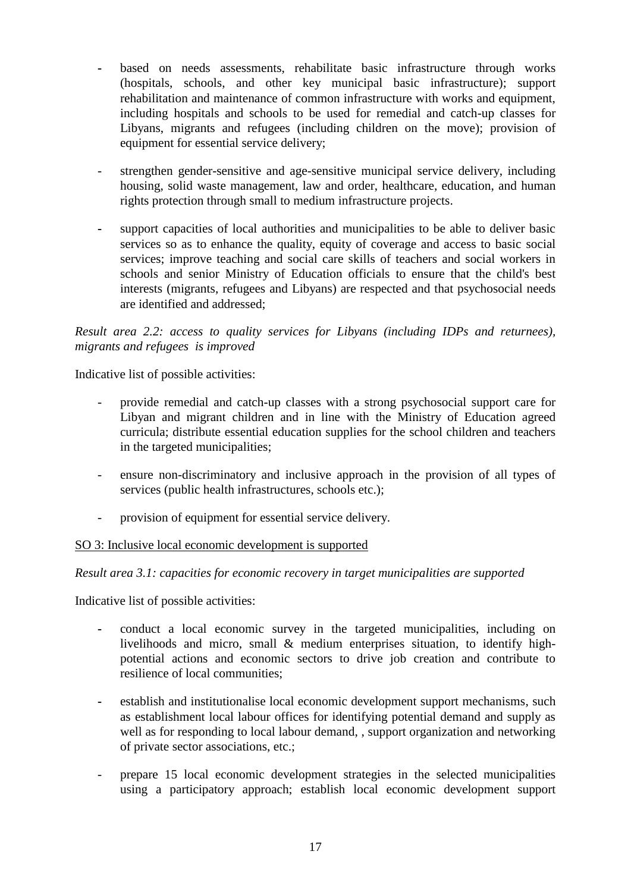- based on needs assessments, rehabilitate basic infrastructure through works (hospitals, schools, and other key municipal basic infrastructure); support rehabilitation and maintenance of common infrastructure with works and equipment, including hospitals and schools to be used for remedial and catch-up classes for Libyans, migrants and refugees (including children on the move); provision of equipment for essential service delivery;

- strengthen gender-sensitive and age-sensitive municipal service delivery, including housing, solid waste management, law and order, healthcare, education, and human rights protection through small to medium infrastructure projects.

- support capacities of local authorities and municipalities to be able to deliver basic services so as to enhance the quality, equity of coverage and access to basic social services; improve teaching and social care skills of teachers and social workers in schools and senior Ministry of Education officials to ensure that the child's best interests (migrants, refugees and Libyans) are respected and that psychosocial needs are identified and addressed;

*Result area 2.2: access to quality services for Libyans (including IDPs and returnees), migrants and refugees is improved*

Indicative list of possible activities:

- provide remedial and catch-up classes with a strong psychosocial support care for Libyan and migrant children and in line with the Ministry of Education agreed curricula; distribute essential education supplies for the school children and teachers in the targeted municipalities;

- ensure non-discriminatory and inclusive approach in the provision of all types of services (public health infrastructures, schools etc.);

- provision of equipment for essential service delivery.

<u>SO 3: Inclusive local economic development is supported</u>

*Result area 3.1: capacities for economic recovery in target municipalities are supported*

Indicative list of possible activities:

- conduct a local economic survey in the targeted municipalities, including on livelihoods and micro, small & medium enterprises situation, to identify high-potential actions and economic sectors to drive job creation and contribute to resilience of local communities;

- establish and institutionalise local economic development support mechanisms, such as establishment local labour offices for identifying potential demand and supply as well as for responding to local labour demand, , support organization and networking of private sector associations, etc.;

- prepare 15 local economic development strategies in the selected municipalities using a participatory approach; establish local economic development support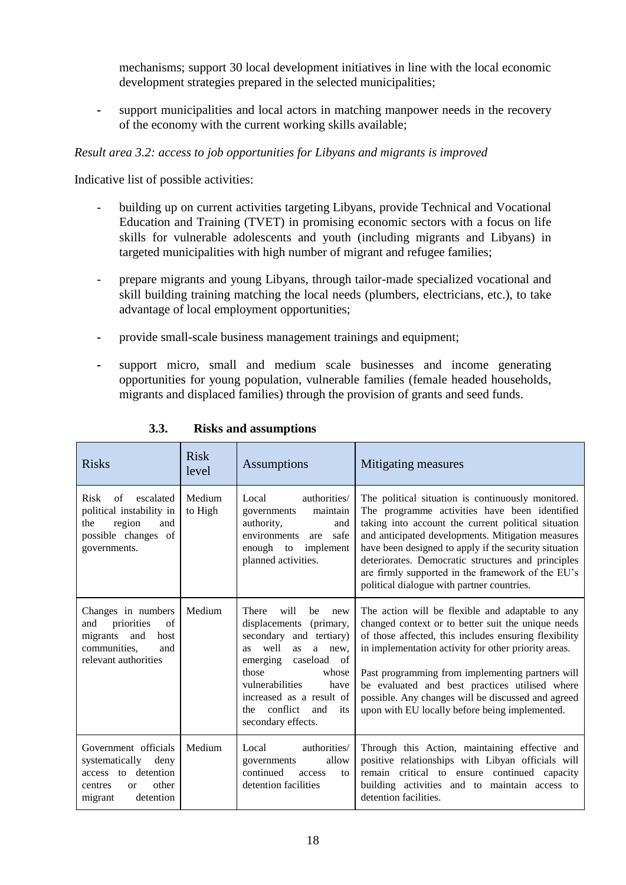mechanisms; support 30 local development initiatives in line with the local economic development strategies prepared in the selected municipalities;

- support municipalities and local actors in matching manpower needs in the recovery of the economy with the current working skills available;

*Result area 3.2: access to job opportunities for Libyans and migrants is improved*

Indicative list of possible activities:

- building up on current activities targeting Libyans, provide Technical and Vocational Education and Training (TVET) in promising economic sectors with a focus on life skills for vulnerable adolescents and youth (including migrants and Libyans) in targeted municipalities with high number of migrant and refugee families;
- prepare migrants and young Libyans, through tailor-made specialized vocational and skill building training matching the local needs (plumbers, electricians, etc.), to take advantage of local employment opportunities;
- provide small-scale business management trainings and equipment;
- support micro, small and medium scale businesses and income generating opportunities for young population, vulnerable families (female headed households, migrants and displaced families) through the provision of grants and seed funds.

### 3.3. Risks and assumptions

| Risks | Risk level | Assumptions | Mitigating measures |
|---|---|---|---|
| Risk of escalated political instability in the region and possible changes of governments. | Medium to High | Local authorities/ governments maintain authority, and environments are safe enough to implement planned activities. | The political situation is continuously monitored. The programme activities have been identified taking into account the current political situation and anticipated developments. Mitigation measures have been designed to apply if the security situation deteriorates. Democratic structures and principles are firmly supported in the framework of the EU's political dialogue with partner countries. |
| Changes in numbers and priorities of migrants and host communities, and relevant authorities | Medium | There will be new displacements (primary, secondary and tertiary) as well as a new, emerging caseload of those whose vulnerabilities have increased as a result of the conflict and its secondary effects. | The action will be flexible and adaptable to any changed context or to better suit the unique needs of those affected, this includes ensuring flexibility in implementation activity for other priority areas.<br><br>Past programming from implementing partners will be evaluated and best practices utilised where possible. Any changes will be discussed and agreed upon with EU locally before being implemented. |
| Government officials systematically deny access to detention centres or other migrant detention | Medium | Local authorities/ governments allow continued access to detention facilities | Through this Action, maintaining effective and positive relationships with Libyan officials will remain critical to ensure continued capacity building activities and to maintain access to detention facilities. |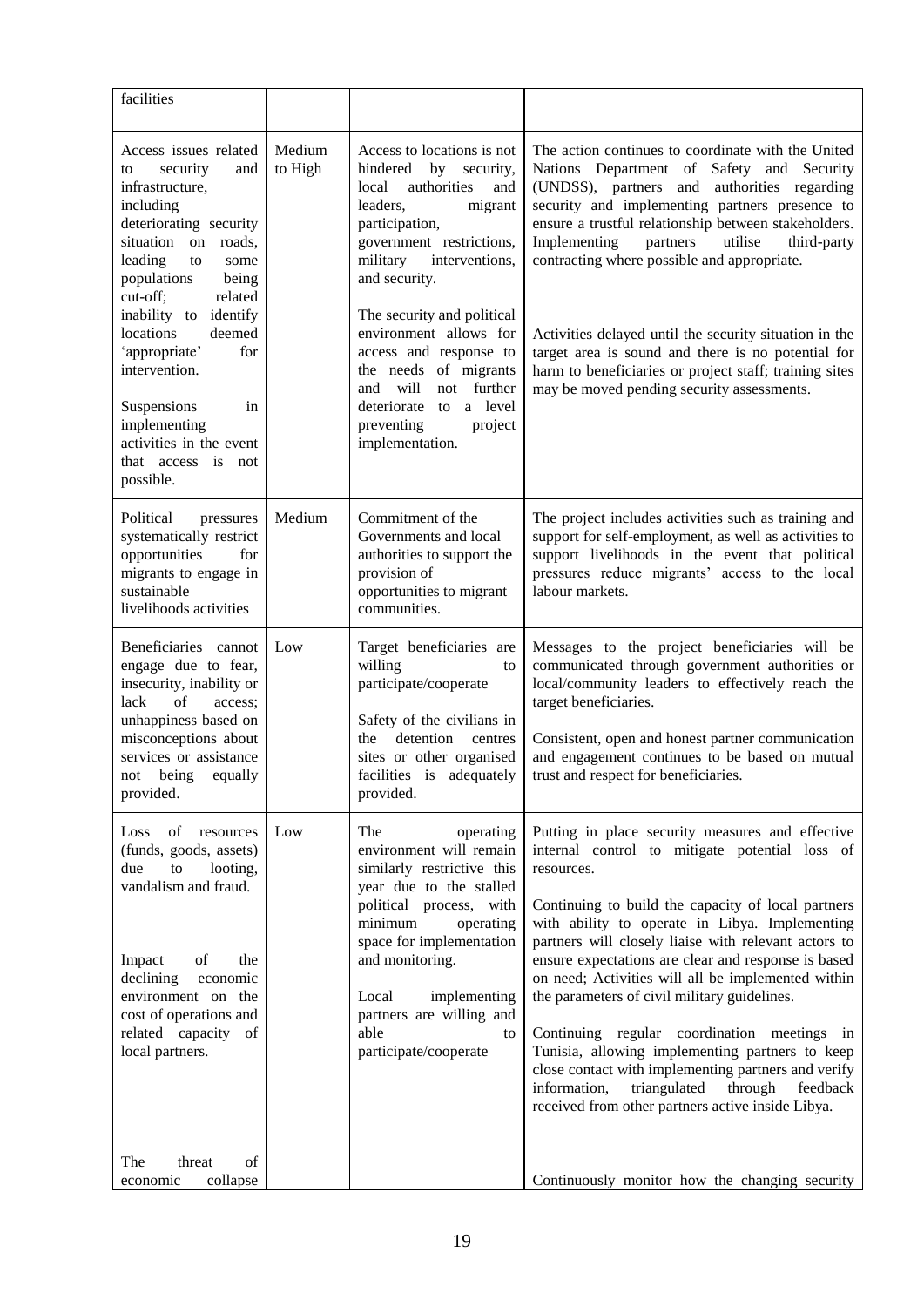| facilities | | | |
|---|---|---|---|
| Access issues related to security and infrastructure, including deteriorating security situation on roads, leading to some populations being cut-off; related inability to identify locations deemed 'appropriate' for intervention.<br><br>Suspensions in implementing activities in the event that access is not possible. | Medium to High | Access to locations is not hindered by security, local authorities and leaders, migrant participation, government restrictions, military interventions, and security.<br><br>The security and political environment allows for access and response to the needs of migrants and will not further deteriorate to a level preventing project implementation. | The action continues to coordinate with the United Nations Department of Safety and Security (UNDSS), partners and authorities regarding security and implementing partners presence to ensure a trustful relationship between stakeholders. Implementing partners utilise third-party contracting where possible and appropriate.<br><br>Activities delayed until the security situation in the target area is sound and there is no potential for harm to beneficiaries or project staff; training sites may be moved pending security assessments. |
| Political pressures systematically restrict opportunities for migrants to engage in sustainable livelihoods activities | Medium | Commitment of the Governments and local authorities to support the provision of opportunities to migrant communities. | The project includes activities such as training and support for self-employment, as well as activities to support livelihoods in the event that political pressures reduce migrants' access to the local labour markets. |
| Beneficiaries cannot engage due to fear, insecurity, inability or lack of access; unhappiness based on misconceptions about services or assistance not being equally provided. | Low | Target beneficiaries are willing to participate/cooperate<br><br>Safety of the civilians in the detention centres sites or other organised facilities is adequately provided. | Messages to the project beneficiaries will be communicated through government authorities or local/community leaders to effectively reach the target beneficiaries.<br><br>Consistent, open and honest partner communication and engagement continues to be based on mutual trust and respect for beneficiaries. |
| Loss of resources (funds, goods, assets) due to looting, vandalism and fraud.<br><br>Impact of the declining economic environment on the cost of operations and related capacity of local partners.<br><br>The threat of economic collapse | Low | The operating environment will remain similarly restrictive this year due to the stalled political process, with minimum operating space for implementation and monitoring.<br><br>Local implementing partners are willing and able to participate/cooperate | Putting in place security measures and effective internal control to mitigate potential loss of resources.<br><br>Continuing to build the capacity of local partners with ability to operate in Libya. Implementing partners will closely liaise with relevant actors to ensure expectations are clear and response is based on need; Activities will all be implemented within the parameters of civil military guidelines.<br><br>Continuing regular coordination meetings in Tunisia, allowing implementing partners to keep close contact with implementing partners and verify information, triangulated through feedback received from other partners active inside Libya.<br><br>Continuously monitor how the changing security |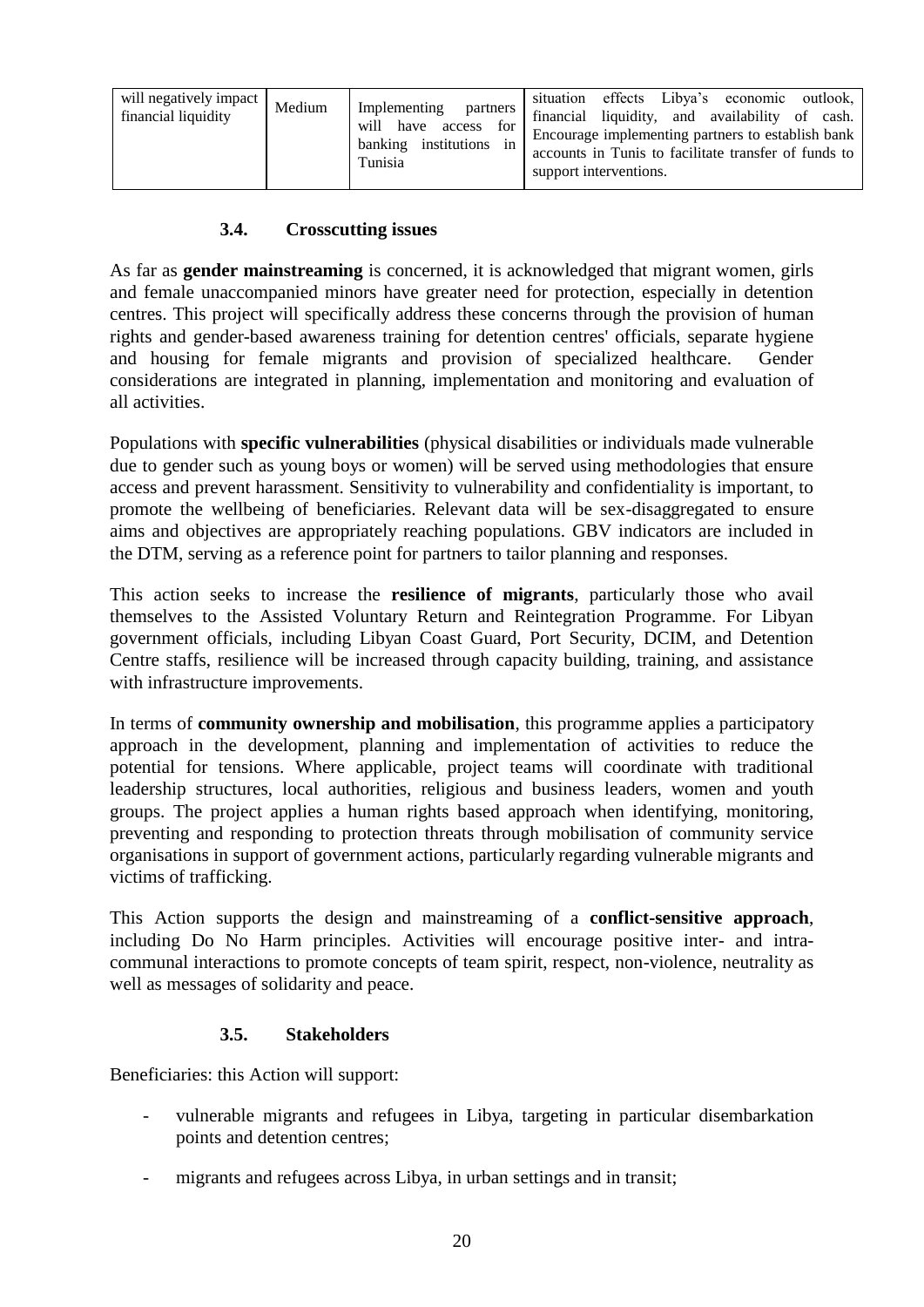| will negatively impact financial liquidity | Medium | Implementing partners will have access for banking institutions in Tunisia | situation effects Libya's economic outlook, financial liquidity, and availability of cash. Encourage implementing partners to establish bank accounts in Tunis to facilitate transfer of funds to support interventions. |
|---|---|---|---|

### 3.4. Crosscutting issues

As far as **gender mainstreaming** is concerned, it is acknowledged that migrant women, girls and female unaccompanied minors have greater need for protection, especially in detention centres. This project will specifically address these concerns through the provision of human rights and gender-based awareness training for detention centres' officials, separate hygiene and housing for female migrants and provision of specialized healthcare. Gender considerations are integrated in planning, implementation and monitoring and evaluation of all activities.

Populations with **specific vulnerabilities** (physical disabilities or individuals made vulnerable due to gender such as young boys or women) will be served using methodologies that ensure access and prevent harassment. Sensitivity to vulnerability and confidentiality is important, to promote the wellbeing of beneficiaries. Relevant data will be sex-disaggregated to ensure aims and objectives are appropriately reaching populations. GBV indicators are included in the DTM, serving as a reference point for partners to tailor planning and responses.

This action seeks to increase the **resilience of migrants**, particularly those who avail themselves to the Assisted Voluntary Return and Reintegration Programme. For Libyan government officials, including Libyan Coast Guard, Port Security, DCIM, and Detention Centre staffs, resilience will be increased through capacity building, training, and assistance with infrastructure improvements.

In terms of **community ownership and mobilisation**, this programme applies a participatory approach in the development, planning and implementation of activities to reduce the potential for tensions. Where applicable, project teams will coordinate with traditional leadership structures, local authorities, religious and business leaders, women and youth groups. The project applies a human rights based approach when identifying, monitoring, preventing and responding to protection threats through mobilisation of community service organisations in support of government actions, particularly regarding vulnerable migrants and victims of trafficking.

This Action supports the design and mainstreaming of a **conflict-sensitive approach**, including Do No Harm principles. Activities will encourage positive inter- and intra-communal interactions to promote concepts of team spirit, respect, non-violence, neutrality as well as messages of solidarity and peace.

### 3.5. Stakeholders

Beneficiaries: this Action will support:

- vulnerable migrants and refugees in Libya, targeting in particular disembarkation points and detention centres;
- migrants and refugees across Libya, in urban settings and in transit;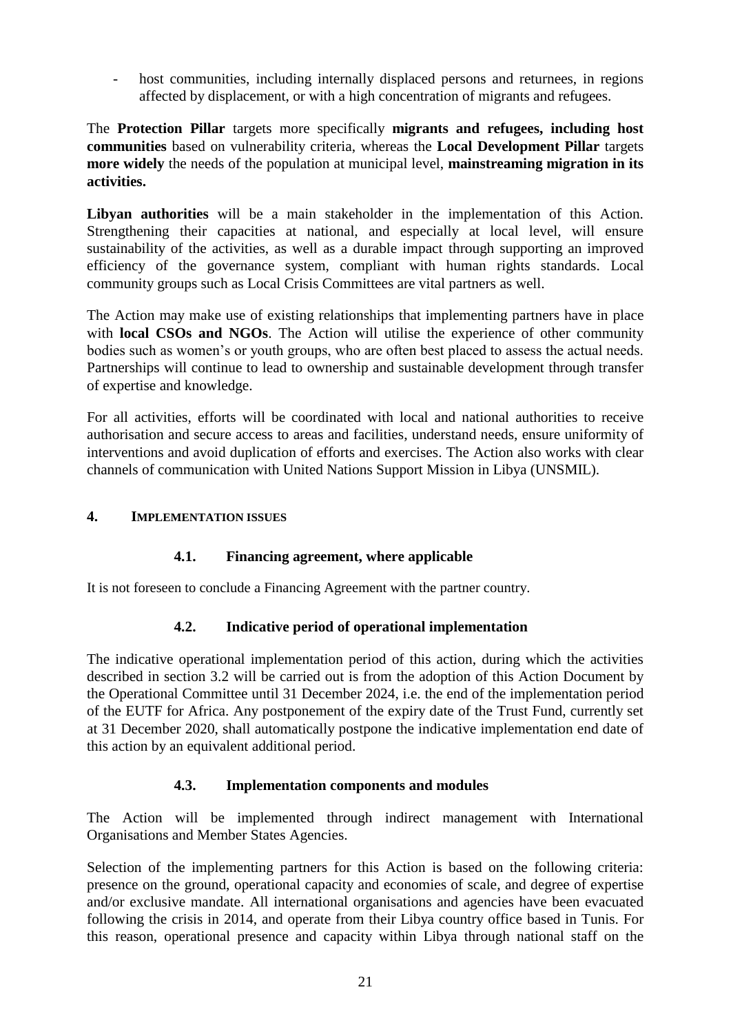- host communities, including internally displaced persons and returnees, in regions affected by displacement, or with a high concentration of migrants and refugees.

The **Protection Pillar** targets more specifically **migrants and refugees, including host communities** based on vulnerability criteria, whereas the **Local Development Pillar** targets **more widely** the needs of the population at municipal level, **mainstreaming migration in its activities.**

**Libyan authorities** will be a main stakeholder in the implementation of this Action. Strengthening their capacities at national, and especially at local level, will ensure sustainability of the activities, as well as a durable impact through supporting an improved efficiency of the governance system, compliant with human rights standards. Local community groups such as Local Crisis Committees are vital partners as well.

The Action may make use of existing relationships that implementing partners have in place with **local CSOs and NGOs**. The Action will utilise the experience of other community bodies such as women's or youth groups, who are often best placed to assess the actual needs. Partnerships will continue to lead to ownership and sustainable development through transfer of expertise and knowledge.

For all activities, efforts will be coordinated with local and national authorities to receive authorisation and secure access to areas and facilities, understand needs, ensure uniformity of interventions and avoid duplication of efforts and exercises. The Action also works with clear channels of communication with United Nations Support Mission in Libya (UNSMIL).

## 4. IMPLEMENTATION ISSUES

### 4.1. Financing agreement, where applicable

It is not foreseen to conclude a Financing Agreement with the partner country.

### 4.2. Indicative period of operational implementation

The indicative operational implementation period of this action, during which the activities described in section 3.2 will be carried out is from the adoption of this Action Document by the Operational Committee until 31 December 2024, i.e. the end of the implementation period of the EUTF for Africa. Any postponement of the expiry date of the Trust Fund, currently set at 31 December 2020, shall automatically postpone the indicative implementation end date of this action by an equivalent additional period.

### 4.3. Implementation components and modules

The Action will be implemented through indirect management with International Organisations and Member States Agencies.

Selection of the implementing partners for this Action is based on the following criteria: presence on the ground, operational capacity and economies of scale, and degree of expertise and/or exclusive mandate. All international organisations and agencies have been evacuated following the crisis in 2014, and operate from their Libya country office based in Tunis. For this reason, operational presence and capacity within Libya through national staff on the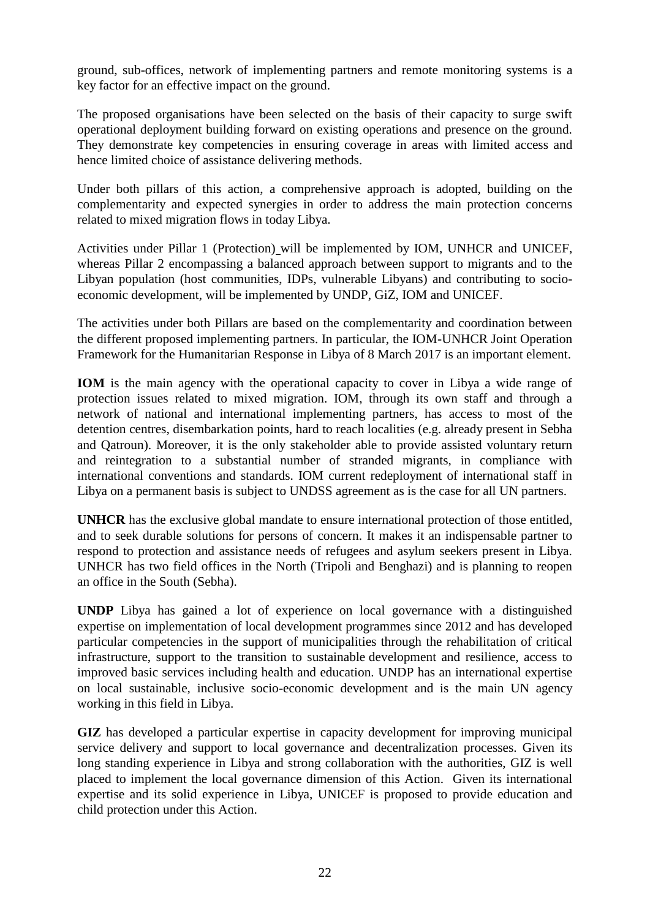ground, sub-offices, network of implementing partners and remote monitoring systems is a key factor for an effective impact on the ground.

The proposed organisations have been selected on the basis of their capacity to surge swift operational deployment building forward on existing operations and presence on the ground. They demonstrate key competencies in ensuring coverage in areas with limited access and hence limited choice of assistance delivering methods.

Under both pillars of this action, a comprehensive approach is adopted, building on the complementarity and expected synergies in order to address the main protection concerns related to mixed migration flows in today Libya.

Activities under Pillar 1 (Protection) will be implemented by IOM, UNHCR and UNICEF, whereas Pillar 2 encompassing a balanced approach between support to migrants and to the Libyan population (host communities, IDPs, vulnerable Libyans) and contributing to socio-economic development, will be implemented by UNDP, GiZ, IOM and UNICEF.

The activities under both Pillars are based on the complementarity and coordination between the different proposed implementing partners. In particular, the IOM-UNHCR Joint Operation Framework for the Humanitarian Response in Libya of 8 March 2017 is an important element.

**IOM** is the main agency with the operational capacity to cover in Libya a wide range of protection issues related to mixed migration. IOM, through its own staff and through a network of national and international implementing partners, has access to most of the detention centres, disembarkation points, hard to reach localities (e.g. already present in Sebha and Qatroun). Moreover, it is the only stakeholder able to provide assisted voluntary return and reintegration to a substantial number of stranded migrants, in compliance with international conventions and standards. IOM current redeployment of international staff in Libya on a permanent basis is subject to UNDSS agreement as is the case for all UN partners.

**UNHCR** has the exclusive global mandate to ensure international protection of those entitled, and to seek durable solutions for persons of concern. It makes it an indispensable partner to respond to protection and assistance needs of refugees and asylum seekers present in Libya. UNHCR has two field offices in the North (Tripoli and Benghazi) and is planning to reopen an office in the South (Sebha).

**UNDP** Libya has gained a lot of experience on local governance with a distinguished expertise on implementation of local development programmes since 2012 and has developed particular competencies in the support of municipalities through the rehabilitation of critical infrastructure, support to the transition to sustainable development and resilience, access to improved basic services including health and education. UNDP has an international expertise on local sustainable, inclusive socio-economic development and is the main UN agency working in this field in Libya.

**GIZ** has developed a particular expertise in capacity development for improving municipal service delivery and support to local governance and decentralization processes. Given its long standing experience in Libya and strong collaboration with the authorities, GIZ is well placed to implement the local governance dimension of this Action. Given its international expertise and its solid experience in Libya, UNICEF is proposed to provide education and child protection under this Action.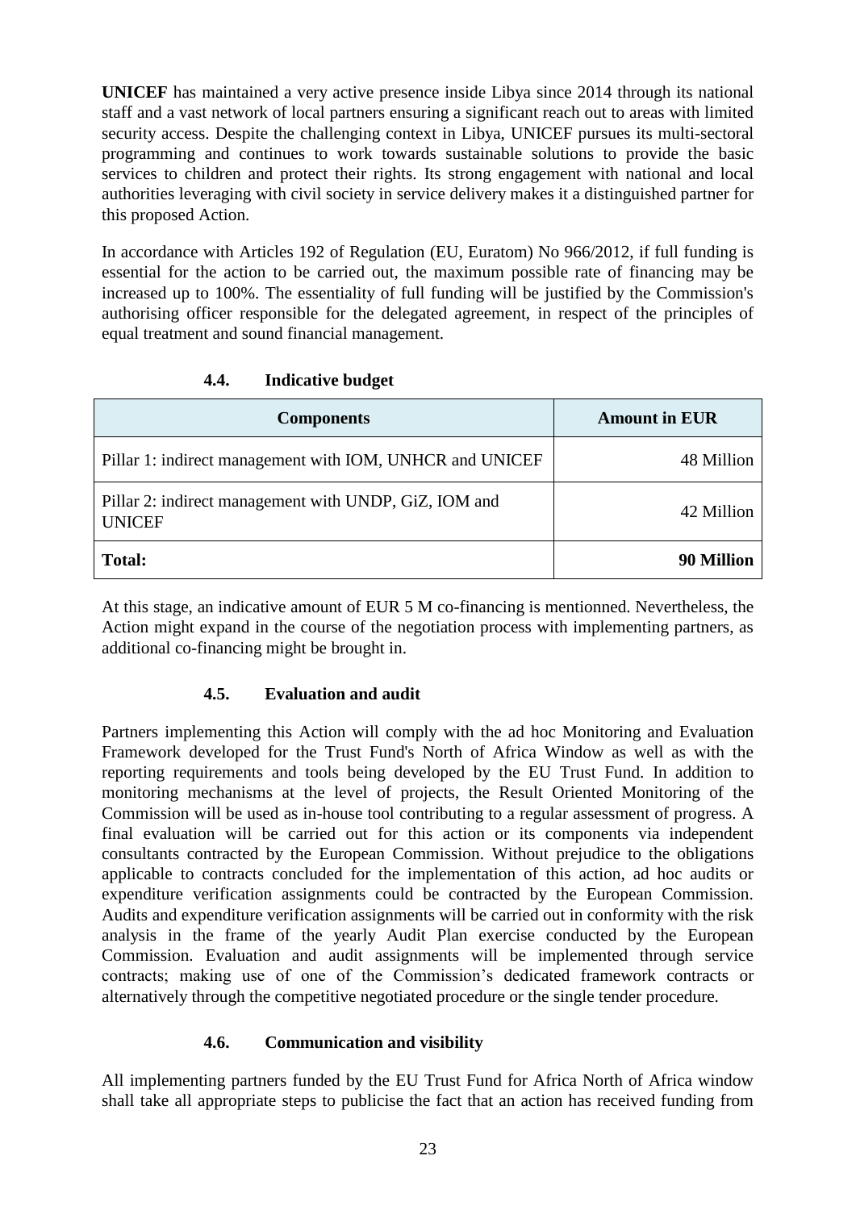**UNICEF** has maintained a very active presence inside Libya since 2014 through its national staff and a vast network of local partners ensuring a significant reach out to areas with limited security access. Despite the challenging context in Libya, UNICEF pursues its multi-sectoral programming and continues to work towards sustainable solutions to provide the basic services to children and protect their rights. Its strong engagement with national and local authorities leveraging with civil society in service delivery makes it a distinguished partner for this proposed Action.

In accordance with Articles 192 of Regulation (EU, Euratom) No 966/2012, if full funding is essential for the action to be carried out, the maximum possible rate of financing may be increased up to 100%. The essentiality of full funding will be justified by the Commission's authorising officer responsible for the delegated agreement, in respect of the principles of equal treatment and sound financial management.

### 4.4. Indicative budget

| Components | Amount in EUR |
|---|---|
| Pillar 1: indirect management with IOM, UNHCR and UNICEF | 48 Million |
| Pillar 2: indirect management with UNDP, GiZ, IOM and UNICEF | 42 Million |
| **Total:** | **90 Million** |

At this stage, an indicative amount of EUR 5 M co-financing is mentionned. Nevertheless, the Action might expand in the course of the negotiation process with implementing partners, as additional co-financing might be brought in.

### 4.5. Evaluation and audit

Partners implementing this Action will comply with the ad hoc Monitoring and Evaluation Framework developed for the Trust Fund's North of Africa Window as well as with the reporting requirements and tools being developed by the EU Trust Fund. In addition to monitoring mechanisms at the level of projects, the Result Oriented Monitoring of the Commission will be used as in-house tool contributing to a regular assessment of progress. A final evaluation will be carried out for this action or its components via independent consultants contracted by the European Commission. Without prejudice to the obligations applicable to contracts concluded for the implementation of this action, ad hoc audits or expenditure verification assignments could be contracted by the European Commission. Audits and expenditure verification assignments will be carried out in conformity with the risk analysis in the frame of the yearly Audit Plan exercise conducted by the European Commission. Evaluation and audit assignments will be implemented through service contracts; making use of one of the Commission's dedicated framework contracts or alternatively through the competitive negotiated procedure or the single tender procedure.

### 4.6. Communication and visibility

All implementing partners funded by the EU Trust Fund for Africa North of Africa window shall take all appropriate steps to publicise the fact that an action has received funding from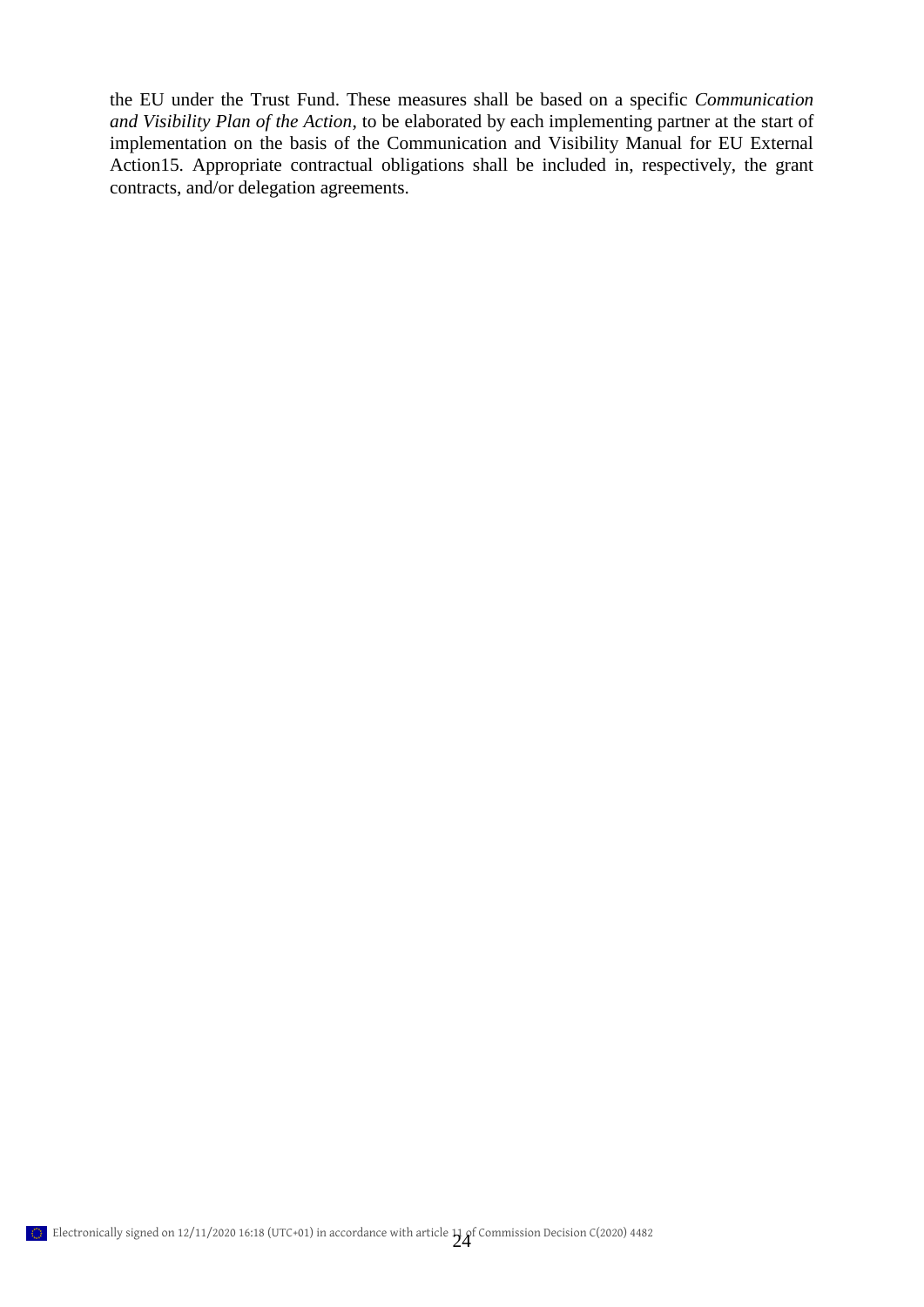the EU under the Trust Fund. These measures shall be based on a specific *Communication and Visibility Plan of the Action*, to be elaborated by each implementing partner at the start of implementation on the basis of the Communication and Visibility Manual for EU External Action[15]. Appropriate contractual obligations shall be included in, respectively, the grant contracts, and/or delegation agreements.